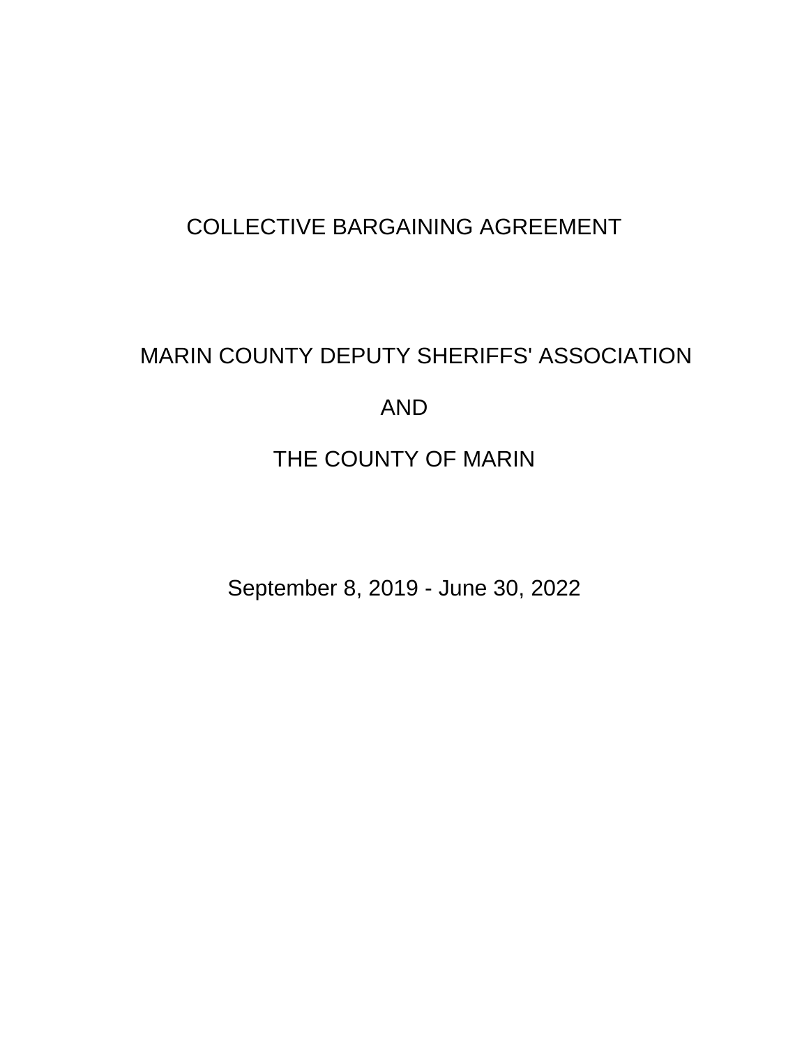# COLLECTIVE BARGAINING AGREEMENT

## MARIN COUNTY DEPUTY SHERIFFS' ASSOCIATION

## AND

## THE COUNTY OF MARIN

September 8, 2019 - June 30, 2022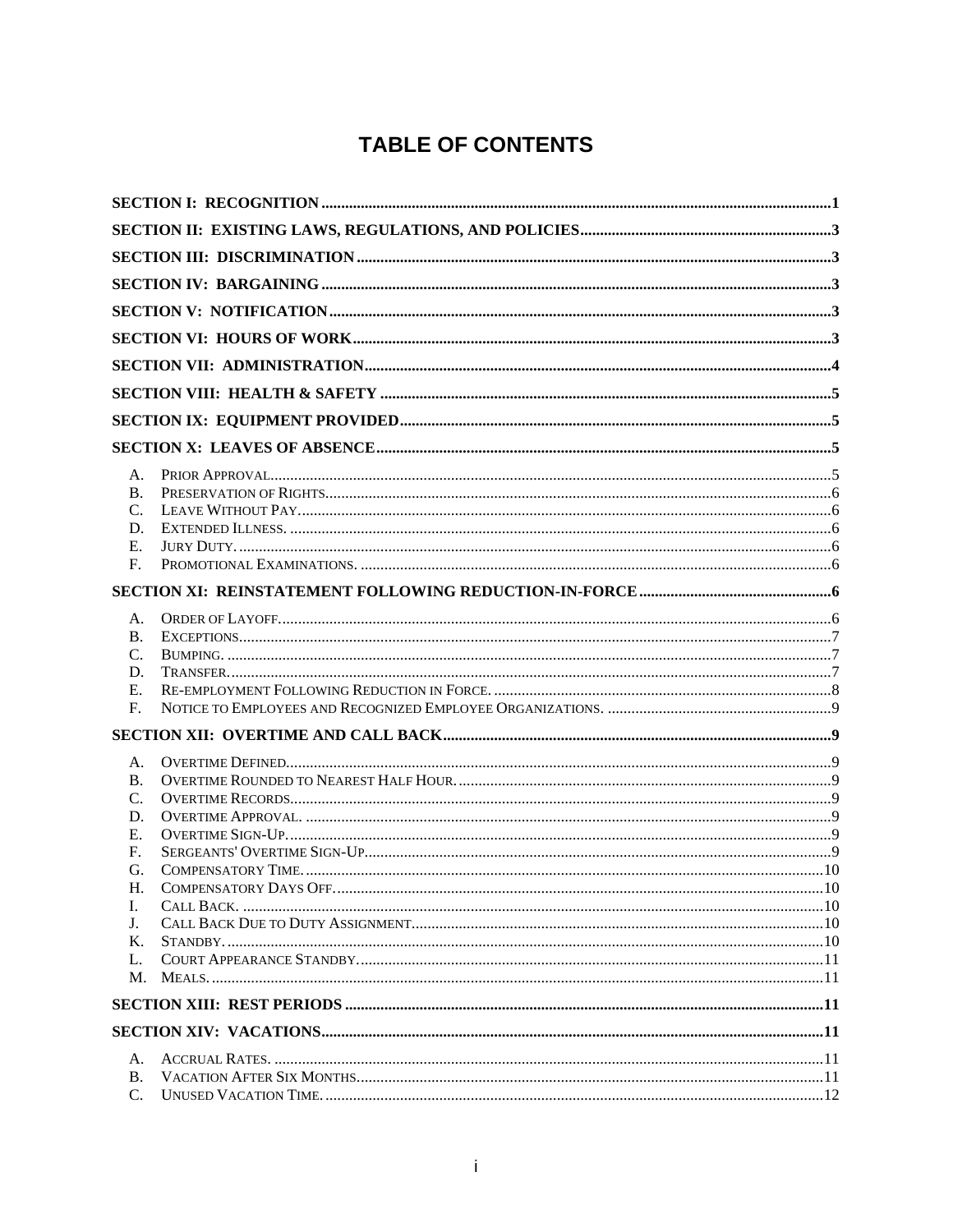# TABLE OF CONTENTS

**SECTION I: RECOGNITION** ........ 1

**SECTION II: EXISTING LAWS, REGULATIONS, AND POLICIES** ........ 3

**SECTION III: DISCRIMINATION** ........ 3

**SECTION IV: BARGAINING** ........ 3

**SECTION V: NOTIFICATION** ........ 3

**SECTION VI: HOURS OF WORK** ........ 3

**SECTION VII: ADMINISTRATION** ........ 4

**SECTION VIII: HEALTH & SAFETY** ........ 5

**SECTION IX: EQUIPMENT PROVIDED** ........ 5

**SECTION X: LEAVES OF ABSENCE** ........ 5

- A. Prior Approval ........ 5
- B. Preservation of Rights ........ 6
- C. Leave Without Pay ........ 6
- D. Extended Illness. ........ 6
- E. Jury Duty. ........ 6
- F. Promotional Examinations. ........ 6

**SECTION XI: REINSTATEMENT FOLLOWING REDUCTION-IN-FORCE** ........ 6

- A. Order of Layoff. ........ 6
- B. Exceptions ........ 7
- C. Bumping. ........ 7
- D. Transfer. ........ 7
- E. Re-employment Following Reduction in Force. ........ 8
- F. Notice to Employees and Recognized Employee Organizations. ........ 9

**SECTION XII: OVERTIME AND CALL BACK** ........ 9

- A. Overtime Defined. ........ 9
- B. Overtime Rounded to Nearest Half Hour. ........ 9
- C. Overtime Records ........ 9
- D. Overtime Approval. ........ 9
- E. Overtime Sign-Up. ........ 9
- F. Sergeants' Overtime Sign-Up ........ 9
- G. Compensatory Time. ........ 10
- H. Compensatory Days Off. ........ 10
- I. Call Back. ........ 10
- J. Call Back Due to Duty Assignment ........ 10
- K. Standby. ........ 10
- L. Court Appearance Standby. ........ 11
- M. Meals. ........ 11

**SECTION XIII: REST PERIODS** ........ 11

**SECTION XIV: VACATIONS** ........ 11

- A. Accrual Rates. ........ 11
- B. Vacation After Six Months ........ 11
- C. Unused Vacation Time. ........ 12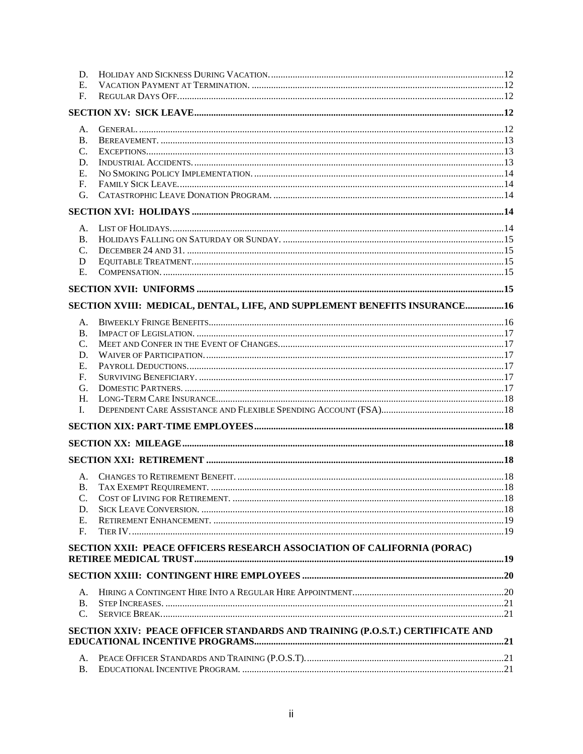D. Holiday and Sickness During Vacation. ..... 12
E. Vacation Payment at Termination. ..... 12
F. Regular Days Off. ..... 12

**SECTION XV: SICK LEAVE ..... 12**

A. General. ..... 12
B. Bereavement. ..... 13
C. Exceptions. ..... 13
D. Industrial Accidents. ..... 13
E. No Smoking Policy Implementation. ..... 14
F. Family Sick Leave. ..... 14
G. Catastrophic Leave Donation Program. ..... 14

**SECTION XVI: HOLIDAYS ..... 14**

A. List of Holidays. ..... 14
B. Holidays Falling on Saturday or Sunday. ..... 15
C. December 24 and 31. ..... 15
D Equitable Treatment. ..... 15
E. Compensation. ..... 15

**SECTION XVII: UNIFORMS ..... 15**

**SECTION XVIII: MEDICAL, DENTAL, LIFE, AND SUPPLEMENT BENEFITS INSURANCE ..... 16**

A. Biweekly Fringe Benefits. ..... 16
B. Impact of Legislation. ..... 17
C. Meet and Confer in the Event of Changes. ..... 17
D. Waiver of Participation. ..... 17
E. Payroll Deductions. ..... 17
F. Surviving Beneficiary. ..... 17
G. Domestic Partners. ..... 17
H. Long-Term Care Insurance. ..... 18
I. Dependent Care Assistance and Flexible Spending Account (FSA). ..... 18

**SECTION XIX: PART-TIME EMPLOYEES ..... 18**

**SECTION XX: MILEAGE ..... 18**

**SECTION XXI: RETIREMENT ..... 18**

A. Changes to Retirement Benefit. ..... 18
B. Tax Exempt Requirement. ..... 18
C. Cost of Living for Retirement. ..... 18
D. Sick Leave Conversion. ..... 18
E. Retirement Enhancement. ..... 19
F. Tier IV. ..... 19

**SECTION XXII: PEACE OFFICERS RESEARCH ASSOCIATION OF CALIFORNIA (PORAC) RETIREE MEDICAL TRUST ..... 19**

**SECTION XXIII: CONTINGENT HIRE EMPLOYEES ..... 20**

A. Hiring a Contingent Hire Into a Regular Hire Appointment. ..... 20
B. Step Increases. ..... 21
C. Service Break. ..... 21

**SECTION XXIV: PEACE OFFICER STANDARDS AND TRAINING (P.O.S.T.) CERTIFICATE AND EDUCATIONAL INCENTIVE PROGRAMS ..... 21**

A. Peace Officer Standards and Training (P.O.S.T.). ..... 21
B. Educational Incentive Program. ..... 21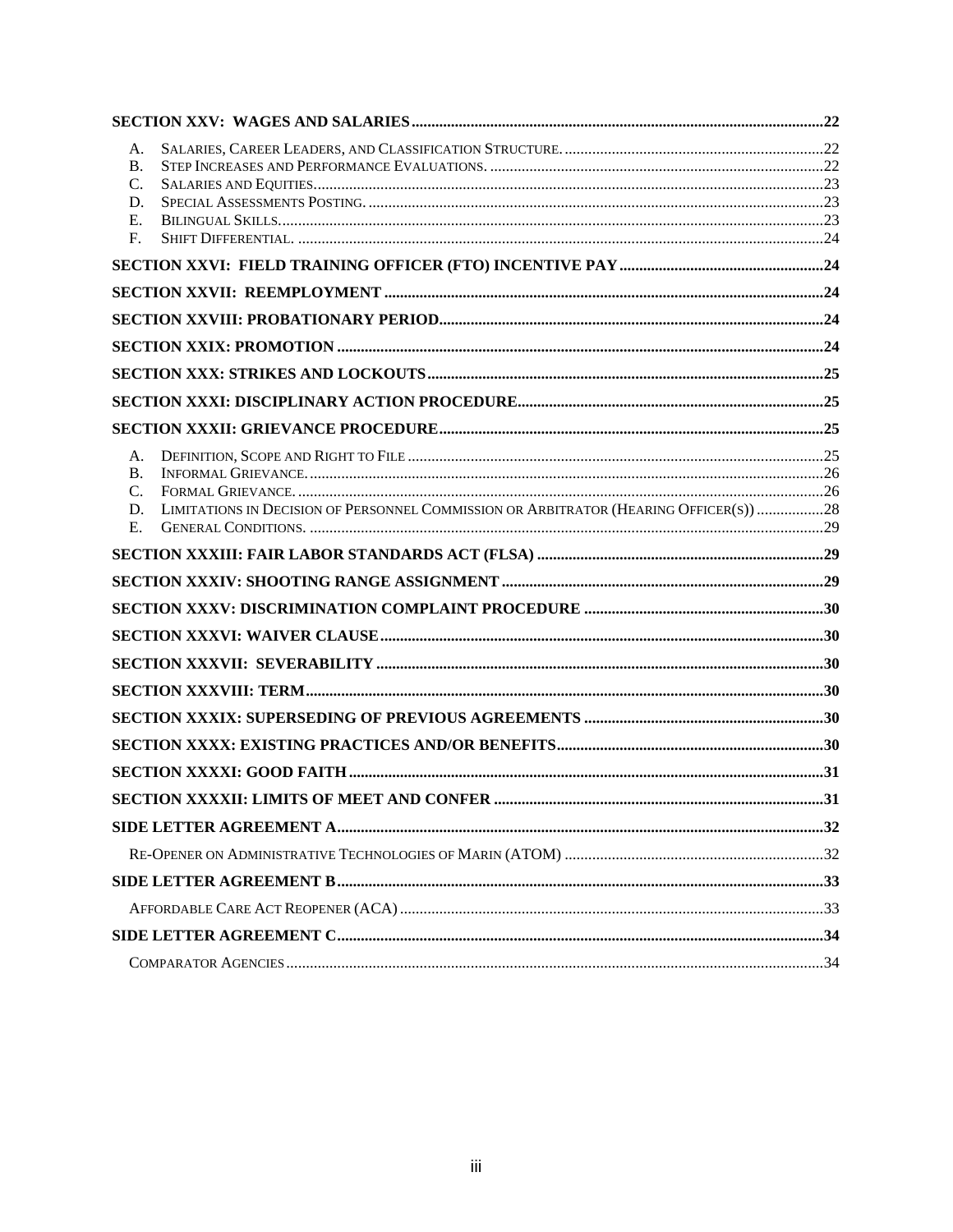**SECTION XXV: WAGES AND SALARIES** ....... 22

- A. Salaries, Career Leaders, and Classification Structure. ....... 22
- B. Step Increases and Performance Evaluations. ....... 22
- C. Salaries and Equities. ....... 23
- D. Special Assessments Posting. ....... 23
- E. Bilingual Skills. ....... 23
- F. Shift Differential. ....... 24

**SECTION XXVI: FIELD TRAINING OFFICER (FTO) INCENTIVE PAY** ....... 24

**SECTION XXVII: REEMPLOYMENT** ....... 24

**SECTION XXVIII: PROBATIONARY PERIOD** ....... 24

**SECTION XXIX: PROMOTION** ....... 24

**SECTION XXX: STRIKES AND LOCKOUTS** ....... 25

**SECTION XXXI: DISCIPLINARY ACTION PROCEDURE** ....... 25

**SECTION XXXII: GRIEVANCE PROCEDURE** ....... 25

- A. Definition, Scope and Right to File ....... 25
- B. Informal Grievance. ....... 26
- C. Formal Grievance. ....... 26
- D. Limitations in Decision of Personnel Commission or Arbitrator (Hearing Officer(s)) ....... 28
- E. General Conditions. ....... 29

**SECTION XXXIII: FAIR LABOR STANDARDS ACT (FLSA)** ....... 29

**SECTION XXXIV: SHOOTING RANGE ASSIGNMENT** ....... 29

**SECTION XXXV: DISCRIMINATION COMPLAINT PROCEDURE** ....... 30

**SECTION XXXVI: WAIVER CLAUSE** ....... 30

**SECTION XXXVII: SEVERABILITY** ....... 30

**SECTION XXXVIII: TERM** ....... 30

**SECTION XXXIX: SUPERSEDING OF PREVIOUS AGREEMENTS** ....... 30

**SECTION XXXX: EXISTING PRACTICES AND/OR BENEFITS** ....... 30

**SECTION XXXXI: GOOD FAITH** ....... 31

**SECTION XXXXII: LIMITS OF MEET AND CONFER** ....... 31

**SIDE LETTER AGREEMENT A** ....... 32

Re-Opener on Administrative Technologies of Marin (ATOM) ....... 32

**SIDE LETTER AGREEMENT B** ....... 33

Affordable Care Act Reopener (ACA) ....... 33

**SIDE LETTER AGREEMENT C** ....... 34

Comparator Agencies ....... 34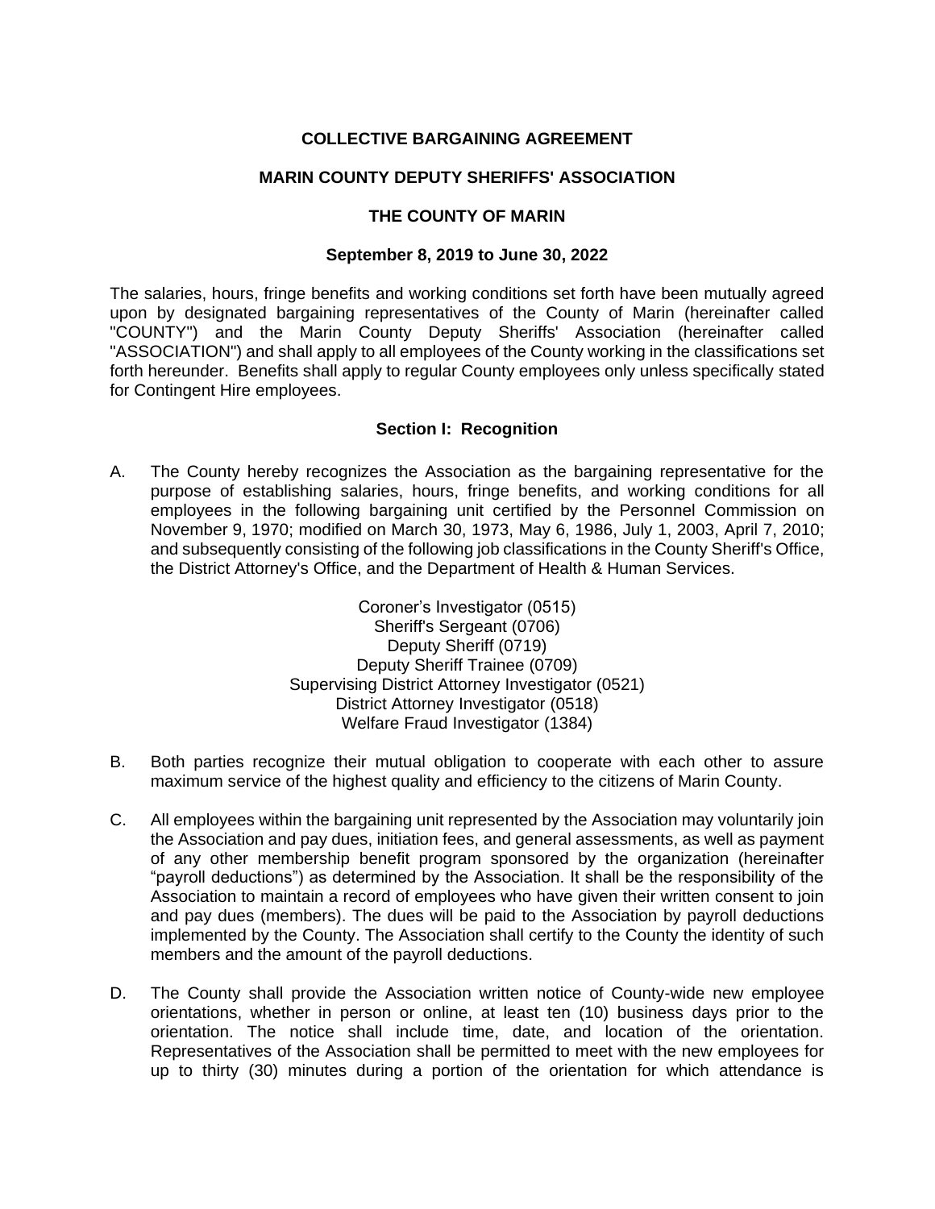**COLLECTIVE BARGAINING AGREEMENT**

**MARIN COUNTY DEPUTY SHERIFFS' ASSOCIATION**

**THE COUNTY OF MARIN**

**September 8, 2019 to June 30, 2022**

The salaries, hours, fringe benefits and working conditions set forth have been mutually agreed upon by designated bargaining representatives of the County of Marin (hereinafter called "COUNTY") and the Marin County Deputy Sheriffs' Association (hereinafter called "ASSOCIATION") and shall apply to all employees of the County working in the classifications set forth hereunder. Benefits shall apply to regular County employees only unless specifically stated for Contingent Hire employees.

## Section I: Recognition

A. The County hereby recognizes the Association as the bargaining representative for the purpose of establishing salaries, hours, fringe benefits, and working conditions for all employees in the following bargaining unit certified by the Personnel Commission on November 9, 1970; modified on March 30, 1973, May 6, 1986, July 1, 2003, April 7, 2010; and subsequently consisting of the following job classifications in the County Sheriff's Office, the District Attorney's Office, and the Department of Health & Human Services.

Coroner's Investigator (0515)
Sheriff's Sergeant (0706)
Deputy Sheriff (0719)
Deputy Sheriff Trainee (0709)
Supervising District Attorney Investigator (0521)
District Attorney Investigator (0518)
Welfare Fraud Investigator (1384)

B. Both parties recognize their mutual obligation to cooperate with each other to assure maximum service of the highest quality and efficiency to the citizens of Marin County.

C. All employees within the bargaining unit represented by the Association may voluntarily join the Association and pay dues, initiation fees, and general assessments, as well as payment of any other membership benefit program sponsored by the organization (hereinafter "payroll deductions") as determined by the Association. It shall be the responsibility of the Association to maintain a record of employees who have given their written consent to join and pay dues (members). The dues will be paid to the Association by payroll deductions implemented by the County. The Association shall certify to the County the identity of such members and the amount of the payroll deductions.

D. The County shall provide the Association written notice of County-wide new employee orientations, whether in person or online, at least ten (10) business days prior to the orientation. The notice shall include time, date, and location of the orientation. Representatives of the Association shall be permitted to meet with the new employees for up to thirty (30) minutes during a portion of the orientation for which attendance is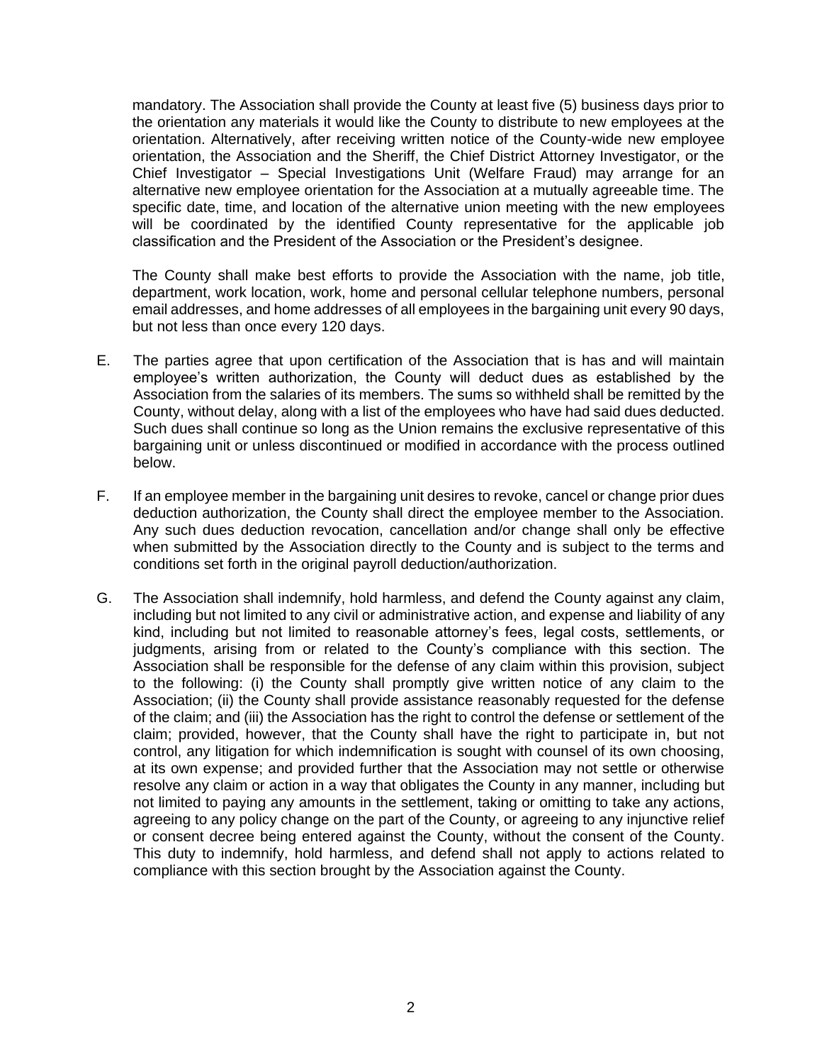mandatory. The Association shall provide the County at least five (5) business days prior to the orientation any materials it would like the County to distribute to new employees at the orientation. Alternatively, after receiving written notice of the County-wide new employee orientation, the Association and the Sheriff, the Chief District Attorney Investigator, or the Chief Investigator – Special Investigations Unit (Welfare Fraud) may arrange for an alternative new employee orientation for the Association at a mutually agreeable time. The specific date, time, and location of the alternative union meeting with the new employees will be coordinated by the identified County representative for the applicable job classification and the President of the Association or the President's designee.

The County shall make best efforts to provide the Association with the name, job title, department, work location, work, home and personal cellular telephone numbers, personal email addresses, and home addresses of all employees in the bargaining unit every 90 days, but not less than once every 120 days.

E. The parties agree that upon certification of the Association that is has and will maintain employee's written authorization, the County will deduct dues as established by the Association from the salaries of its members. The sums so withheld shall be remitted by the County, without delay, along with a list of the employees who have had said dues deducted. Such dues shall continue so long as the Union remains the exclusive representative of this bargaining unit or unless discontinued or modified in accordance with the process outlined below.

F. If an employee member in the bargaining unit desires to revoke, cancel or change prior dues deduction authorization, the County shall direct the employee member to the Association. Any such dues deduction revocation, cancellation and/or change shall only be effective when submitted by the Association directly to the County and is subject to the terms and conditions set forth in the original payroll deduction/authorization.

G. The Association shall indemnify, hold harmless, and defend the County against any claim, including but not limited to any civil or administrative action, and expense and liability of any kind, including but not limited to reasonable attorney's fees, legal costs, settlements, or judgments, arising from or related to the County's compliance with this section. The Association shall be responsible for the defense of any claim within this provision, subject to the following: (i) the County shall promptly give written notice of any claim to the Association; (ii) the County shall provide assistance reasonably requested for the defense of the claim; and (iii) the Association has the right to control the defense or settlement of the claim; provided, however, that the County shall have the right to participate in, but not control, any litigation for which indemnification is sought with counsel of its own choosing, at its own expense; and provided further that the Association may not settle or otherwise resolve any claim or action in a way that obligates the County in any manner, including but not limited to paying any amounts in the settlement, taking or omitting to take any actions, agreeing to any policy change on the part of the County, or agreeing to any injunctive relief or consent decree being entered against the County, without the consent of the County. This duty to indemnify, hold harmless, and defend shall not apply to actions related to compliance with this section brought by the Association against the County.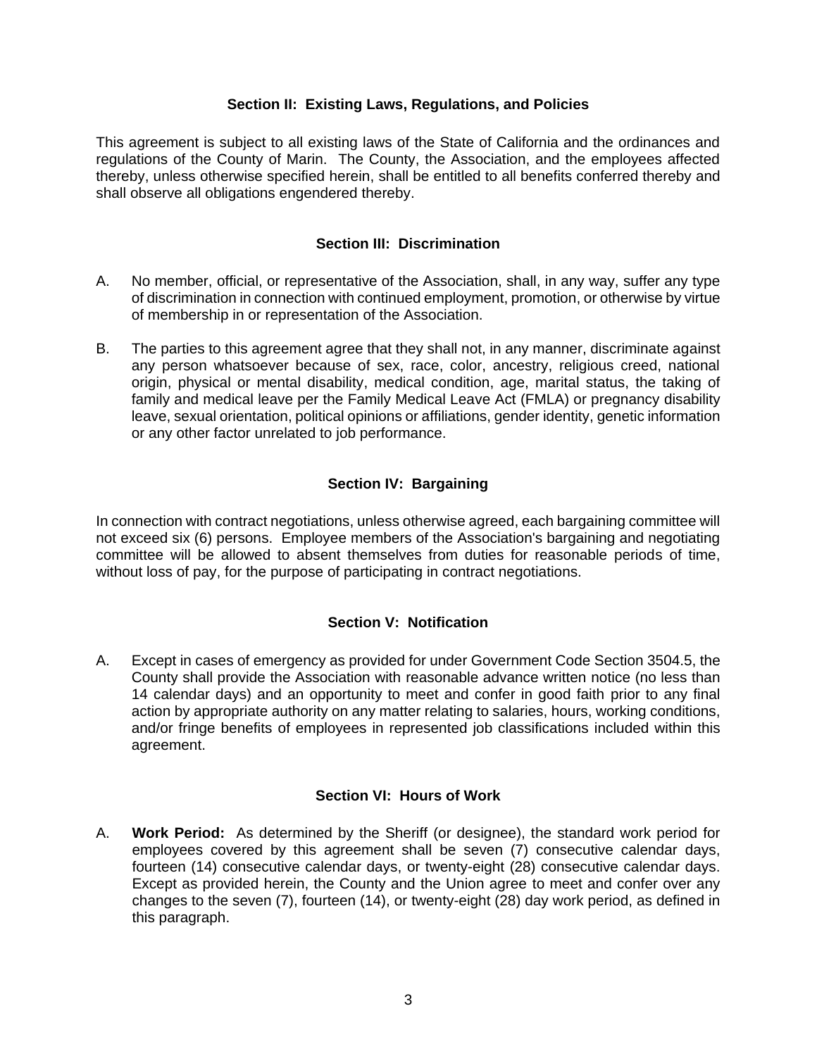## Section II: Existing Laws, Regulations, and Policies

This agreement is subject to all existing laws of the State of California and the ordinances and regulations of the County of Marin. The County, the Association, and the employees affected thereby, unless otherwise specified herein, shall be entitled to all benefits conferred thereby and shall observe all obligations engendered thereby.

## Section III: Discrimination

A. No member, official, or representative of the Association, shall, in any way, suffer any type of discrimination in connection with continued employment, promotion, or otherwise by virtue of membership in or representation of the Association.

B. The parties to this agreement agree that they shall not, in any manner, discriminate against any person whatsoever because of sex, race, color, ancestry, religious creed, national origin, physical or mental disability, medical condition, age, marital status, the taking of family and medical leave per the Family Medical Leave Act (FMLA) or pregnancy disability leave, sexual orientation, political opinions or affiliations, gender identity, genetic information or any other factor unrelated to job performance.

## Section IV: Bargaining

In connection with contract negotiations, unless otherwise agreed, each bargaining committee will not exceed six (6) persons. Employee members of the Association's bargaining and negotiating committee will be allowed to absent themselves from duties for reasonable periods of time, without loss of pay, for the purpose of participating in contract negotiations.

## Section V: Notification

A. Except in cases of emergency as provided for under Government Code Section 3504.5, the County shall provide the Association with reasonable advance written notice (no less than 14 calendar days) and an opportunity to meet and confer in good faith prior to any final action by appropriate authority on any matter relating to salaries, hours, working conditions, and/or fringe benefits of employees in represented job classifications included within this agreement.

## Section VI: Hours of Work

A. **Work Period:** As determined by the Sheriff (or designee), the standard work period for employees covered by this agreement shall be seven (7) consecutive calendar days, fourteen (14) consecutive calendar days, or twenty-eight (28) consecutive calendar days. Except as provided herein, the County and the Union agree to meet and confer over any changes to the seven (7), fourteen (14), or twenty-eight (28) day work period, as defined in this paragraph.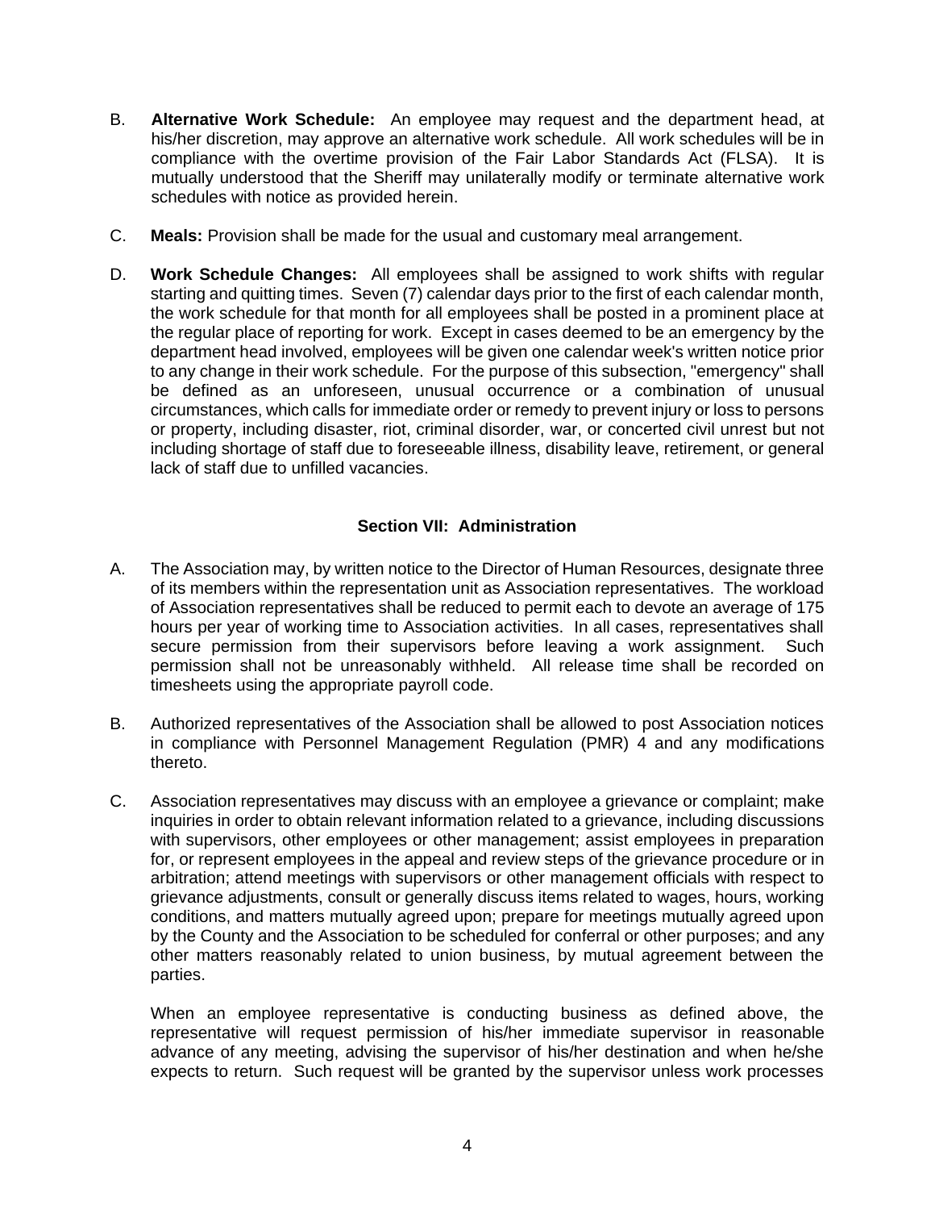B. **Alternative Work Schedule:** An employee may request and the department head, at his/her discretion, may approve an alternative work schedule. All work schedules will be in compliance with the overtime provision of the Fair Labor Standards Act (FLSA). It is mutually understood that the Sheriff may unilaterally modify or terminate alternative work schedules with notice as provided herein.

C. **Meals:** Provision shall be made for the usual and customary meal arrangement.

D. **Work Schedule Changes:** All employees shall be assigned to work shifts with regular starting and quitting times. Seven (7) calendar days prior to the first of each calendar month, the work schedule for that month for all employees shall be posted in a prominent place at the regular place of reporting for work. Except in cases deemed to be an emergency by the department head involved, employees will be given one calendar week's written notice prior to any change in their work schedule. For the purpose of this subsection, "emergency" shall be defined as an unforeseen, unusual occurrence or a combination of unusual circumstances, which calls for immediate order or remedy to prevent injury or loss to persons or property, including disaster, riot, criminal disorder, war, or concerted civil unrest but not including shortage of staff due to foreseeable illness, disability leave, retirement, or general lack of staff due to unfilled vacancies.

## Section VII: Administration

A. The Association may, by written notice to the Director of Human Resources, designate three of its members within the representation unit as Association representatives. The workload of Association representatives shall be reduced to permit each to devote an average of 175 hours per year of working time to Association activities. In all cases, representatives shall secure permission from their supervisors before leaving a work assignment. Such permission shall not be unreasonably withheld. All release time shall be recorded on timesheets using the appropriate payroll code.

B. Authorized representatives of the Association shall be allowed to post Association notices in compliance with Personnel Management Regulation (PMR) 4 and any modifications thereto.

C. Association representatives may discuss with an employee a grievance or complaint; make inquiries in order to obtain relevant information related to a grievance, including discussions with supervisors, other employees or other management; assist employees in preparation for, or represent employees in the appeal and review steps of the grievance procedure or in arbitration; attend meetings with supervisors or other management officials with respect to grievance adjustments, consult or generally discuss items related to wages, hours, working conditions, and matters mutually agreed upon; prepare for meetings mutually agreed upon by the County and the Association to be scheduled for conferral or other purposes; and any other matters reasonably related to union business, by mutual agreement between the parties.

When an employee representative is conducting business as defined above, the representative will request permission of his/her immediate supervisor in reasonable advance of any meeting, advising the supervisor of his/her destination and when he/she expects to return. Such request will be granted by the supervisor unless work processes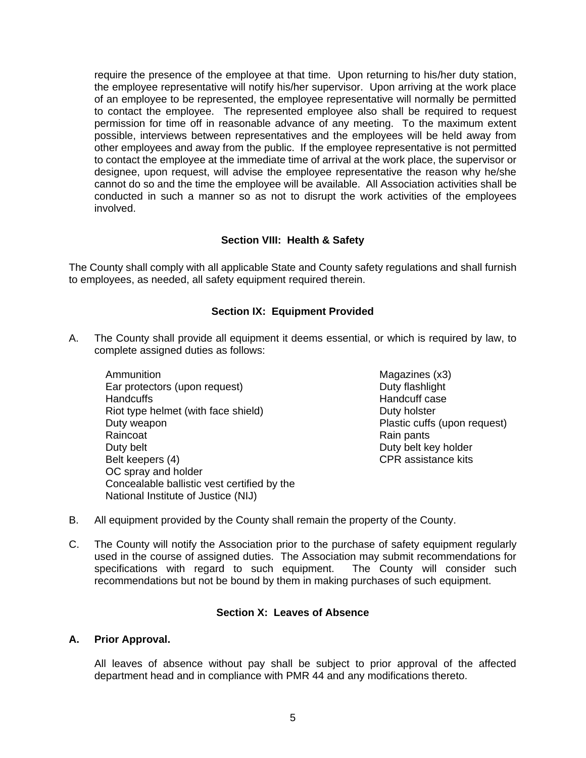require the presence of the employee at that time. Upon returning to his/her duty station, the employee representative will notify his/her supervisor. Upon arriving at the work place of an employee to be represented, the employee representative will normally be permitted to contact the employee. The represented employee also shall be required to request permission for time off in reasonable advance of any meeting. To the maximum extent possible, interviews between representatives and the employees will be held away from other employees and away from the public. If the employee representative is not permitted to contact the employee at the immediate time of arrival at the work place, the supervisor or designee, upon request, will advise the employee representative the reason why he/she cannot do so and the time the employee will be available. All Association activities shall be conducted in such a manner so as not to disrupt the work activities of the employees involved.

## Section VIII: Health & Safety

The County shall comply with all applicable State and County safety regulations and shall furnish to employees, as needed, all safety equipment required therein.

## Section IX: Equipment Provided

A. The County shall provide all equipment it deems essential, or which is required by law, to complete assigned duties as follows:

- Ammunition
- Ear protectors (upon request)
- Handcuffs
- Riot type helmet (with face shield)
- Duty weapon
- Raincoat
- Duty belt
- Belt keepers (4)
- OC spray and holder
- Concealable ballistic vest certified by the National Institute of Justice (NIJ)
- Magazines (x3)
- Duty flashlight
- Handcuff case
- Duty holster
- Plastic cuffs (upon request)
- Rain pants
- Duty belt key holder
- CPR assistance kits

B. All equipment provided by the County shall remain the property of the County.

C. The County will notify the Association prior to the purchase of safety equipment regularly used in the course of assigned duties. The Association may submit recommendations for specifications with regard to such equipment. The County will consider such recommendations but not be bound by them in making purchases of such equipment.

## Section X: Leaves of Absence

**A. Prior Approval.**

All leaves of absence without pay shall be subject to prior approval of the affected department head and in compliance with PMR 44 and any modifications thereto.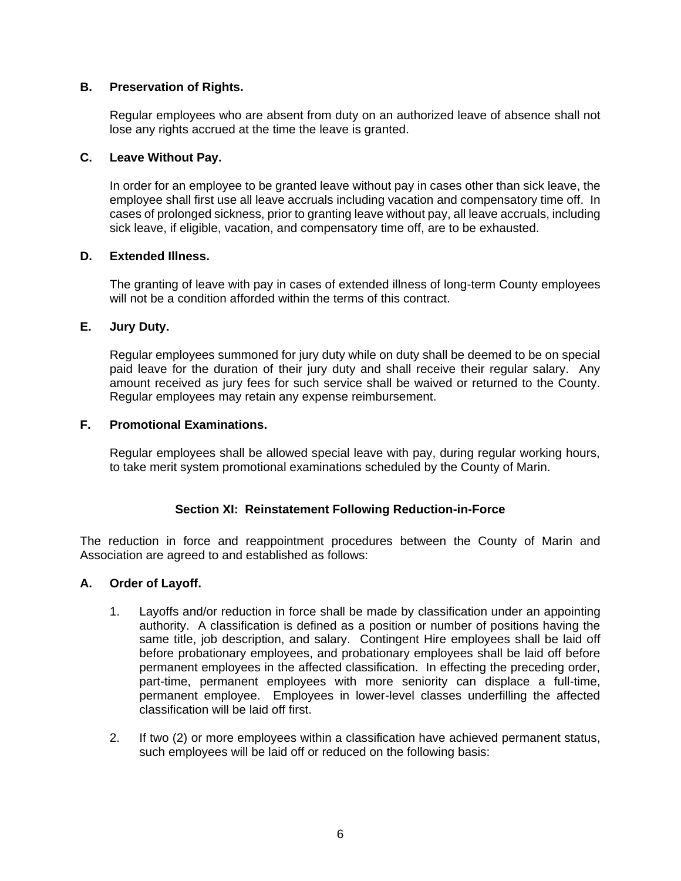**B. Preservation of Rights.**

Regular employees who are absent from duty on an authorized leave of absence shall not lose any rights accrued at the time the leave is granted.

**C. Leave Without Pay.**

In order for an employee to be granted leave without pay in cases other than sick leave, the employee shall first use all leave accruals including vacation and compensatory time off. In cases of prolonged sickness, prior to granting leave without pay, all leave accruals, including sick leave, if eligible, vacation, and compensatory time off, are to be exhausted.

**D. Extended Illness.**

The granting of leave with pay in cases of extended illness of long-term County employees will not be a condition afforded within the terms of this contract.

**E. Jury Duty.**

Regular employees summoned for jury duty while on duty shall be deemed to be on special paid leave for the duration of their jury duty and shall receive their regular salary. Any amount received as jury fees for such service shall be waived or returned to the County. Regular employees may retain any expense reimbursement.

**F. Promotional Examinations.**

Regular employees shall be allowed special leave with pay, during regular working hours, to take merit system promotional examinations scheduled by the County of Marin.

## Section XI: Reinstatement Following Reduction-in-Force

The reduction in force and reappointment procedures between the County of Marin and Association are agreed to and established as follows:

**A. Order of Layoff.**

1. Layoffs and/or reduction in force shall be made by classification under an appointing authority. A classification is defined as a position or number of positions having the same title, job description, and salary. Contingent Hire employees shall be laid off before probationary employees, and probationary employees shall be laid off before permanent employees in the affected classification. In effecting the preceding order, part-time, permanent employees with more seniority can displace a full-time, permanent employee. Employees in lower-level classes underfilling the affected classification will be laid off first.

2. If two (2) or more employees within a classification have achieved permanent status, such employees will be laid off or reduced on the following basis: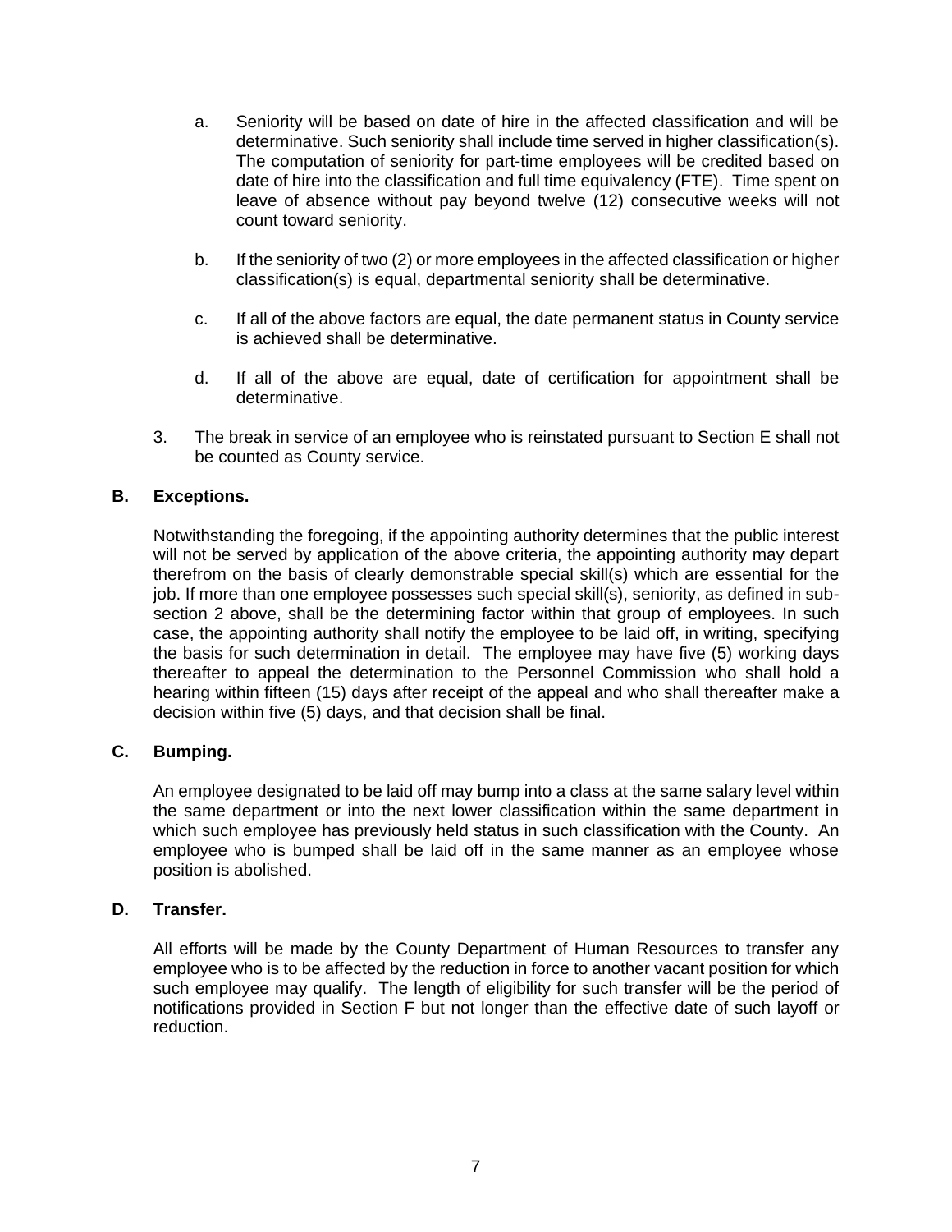a. Seniority will be based on date of hire in the affected classification and will be determinative. Such seniority shall include time served in higher classification(s). The computation of seniority for part-time employees will be credited based on date of hire into the classification and full time equivalency (FTE). Time spent on leave of absence without pay beyond twelve (12) consecutive weeks will not count toward seniority.

b. If the seniority of two (2) or more employees in the affected classification or higher classification(s) is equal, departmental seniority shall be determinative.

c. If all of the above factors are equal, the date permanent status in County service is achieved shall be determinative.

d. If all of the above are equal, date of certification for appointment shall be determinative.

3. The break in service of an employee who is reinstated pursuant to Section E shall not be counted as County service.

**B. Exceptions.**

Notwithstanding the foregoing, if the appointing authority determines that the public interest will not be served by application of the above criteria, the appointing authority may depart therefrom on the basis of clearly demonstrable special skill(s) which are essential for the job. If more than one employee possesses such special skill(s), seniority, as defined in sub-section 2 above, shall be the determining factor within that group of employees. In such case, the appointing authority shall notify the employee to be laid off, in writing, specifying the basis for such determination in detail. The employee may have five (5) working days thereafter to appeal the determination to the Personnel Commission who shall hold a hearing within fifteen (15) days after receipt of the appeal and who shall thereafter make a decision within five (5) days, and that decision shall be final.

**C. Bumping.**

An employee designated to be laid off may bump into a class at the same salary level within the same department or into the next lower classification within the same department in which such employee has previously held status in such classification with the County. An employee who is bumped shall be laid off in the same manner as an employee whose position is abolished.

**D. Transfer.**

All efforts will be made by the County Department of Human Resources to transfer any employee who is to be affected by the reduction in force to another vacant position for which such employee may qualify. The length of eligibility for such transfer will be the period of notifications provided in Section F but not longer than the effective date of such layoff or reduction.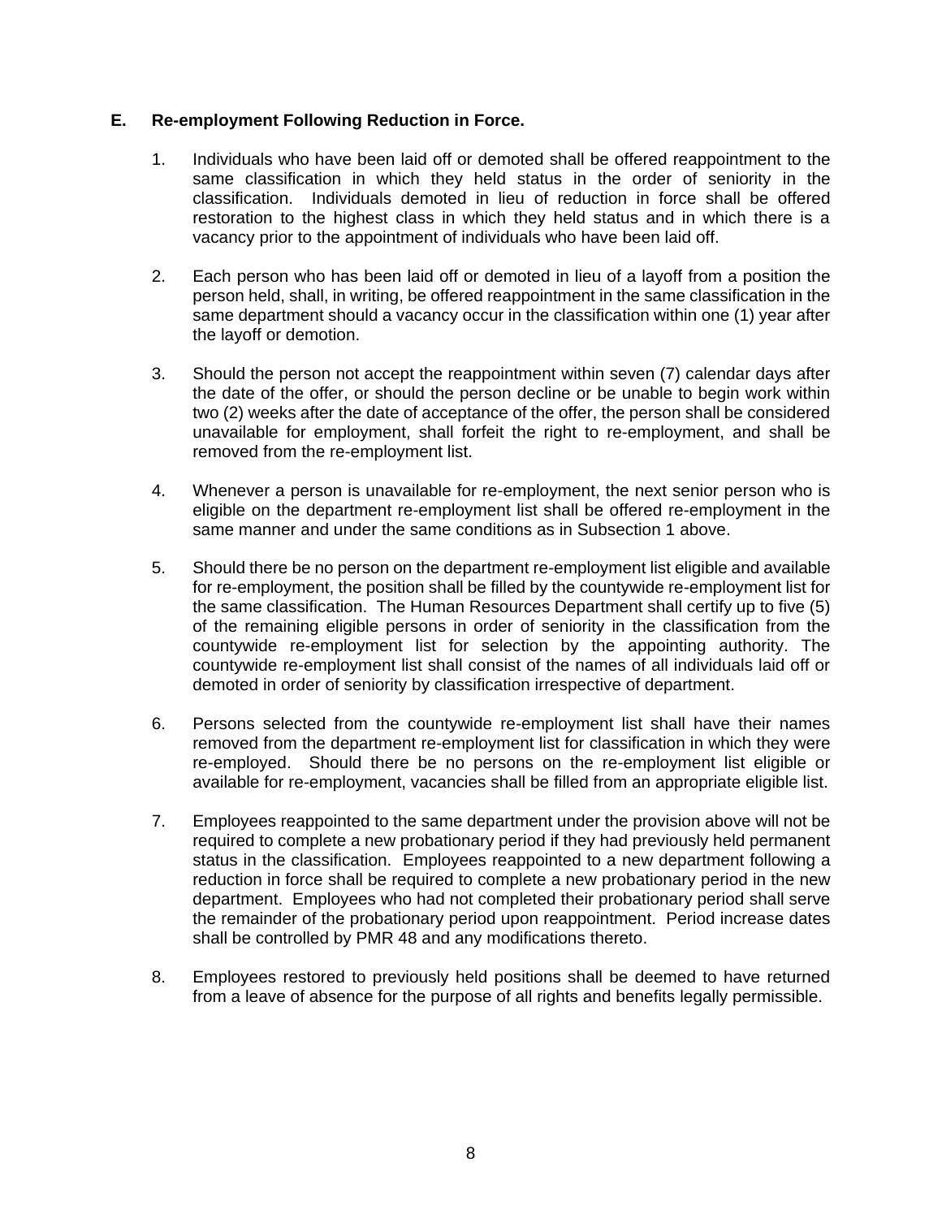**E. Re-employment Following Reduction in Force.**

1. Individuals who have been laid off or demoted shall be offered reappointment to the same classification in which they held status in the order of seniority in the classification. Individuals demoted in lieu of reduction in force shall be offered restoration to the highest class in which they held status and in which there is a vacancy prior to the appointment of individuals who have been laid off.

2. Each person who has been laid off or demoted in lieu of a layoff from a position the person held, shall, in writing, be offered reappointment in the same classification in the same department should a vacancy occur in the classification within one (1) year after the layoff or demotion.

3. Should the person not accept the reappointment within seven (7) calendar days after the date of the offer, or should the person decline or be unable to begin work within two (2) weeks after the date of acceptance of the offer, the person shall be considered unavailable for employment, shall forfeit the right to re-employment, and shall be removed from the re-employment list.

4. Whenever a person is unavailable for re-employment, the next senior person who is eligible on the department re-employment list shall be offered re-employment in the same manner and under the same conditions as in Subsection 1 above.

5. Should there be no person on the department re-employment list eligible and available for re-employment, the position shall be filled by the countywide re-employment list for the same classification. The Human Resources Department shall certify up to five (5) of the remaining eligible persons in order of seniority in the classification from the countywide re-employment list for selection by the appointing authority. The countywide re-employment list shall consist of the names of all individuals laid off or demoted in order of seniority by classification irrespective of department.

6. Persons selected from the countywide re-employment list shall have their names removed from the department re-employment list for classification in which they were re-employed. Should there be no persons on the re-employment list eligible or available for re-employment, vacancies shall be filled from an appropriate eligible list.

7. Employees reappointed to the same department under the provision above will not be required to complete a new probationary period if they had previously held permanent status in the classification. Employees reappointed to a new department following a reduction in force shall be required to complete a new probationary period in the new department. Employees who had not completed their probationary period shall serve the remainder of the probationary period upon reappointment. Period increase dates shall be controlled by PMR 48 and any modifications thereto.

8. Employees restored to previously held positions shall be deemed to have returned from a leave of absence for the purpose of all rights and benefits legally permissible.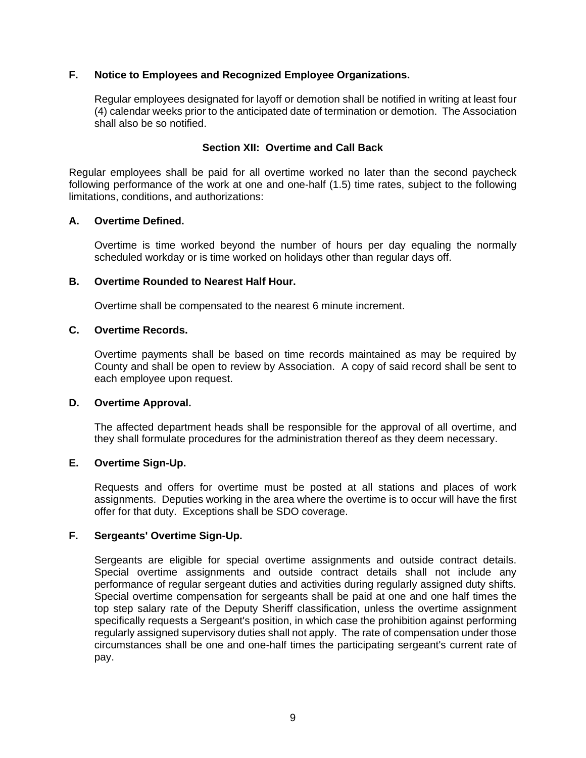**F. Notice to Employees and Recognized Employee Organizations.**

Regular employees designated for layoff or demotion shall be notified in writing at least four (4) calendar weeks prior to the anticipated date of termination or demotion. The Association shall also be so notified.

## Section XII: Overtime and Call Back

Regular employees shall be paid for all overtime worked no later than the second paycheck following performance of the work at one and one-half (1.5) time rates, subject to the following limitations, conditions, and authorizations:

**A. Overtime Defined.**

Overtime is time worked beyond the number of hours per day equaling the normally scheduled workday or is time worked on holidays other than regular days off.

**B. Overtime Rounded to Nearest Half Hour.**

Overtime shall be compensated to the nearest 6 minute increment.

**C. Overtime Records.**

Overtime payments shall be based on time records maintained as may be required by County and shall be open to review by Association. A copy of said record shall be sent to each employee upon request.

**D. Overtime Approval.**

The affected department heads shall be responsible for the approval of all overtime, and they shall formulate procedures for the administration thereof as they deem necessary.

**E. Overtime Sign-Up.**

Requests and offers for overtime must be posted at all stations and places of work assignments. Deputies working in the area where the overtime is to occur will have the first offer for that duty. Exceptions shall be SDO coverage.

**F. Sergeants' Overtime Sign-Up.**

Sergeants are eligible for special overtime assignments and outside contract details. Special overtime assignments and outside contract details shall not include any performance of regular sergeant duties and activities during regularly assigned duty shifts. Special overtime compensation for sergeants shall be paid at one and one half times the top step salary rate of the Deputy Sheriff classification, unless the overtime assignment specifically requests a Sergeant's position, in which case the prohibition against performing regularly assigned supervisory duties shall not apply. The rate of compensation under those circumstances shall be one and one-half times the participating sergeant's current rate of pay.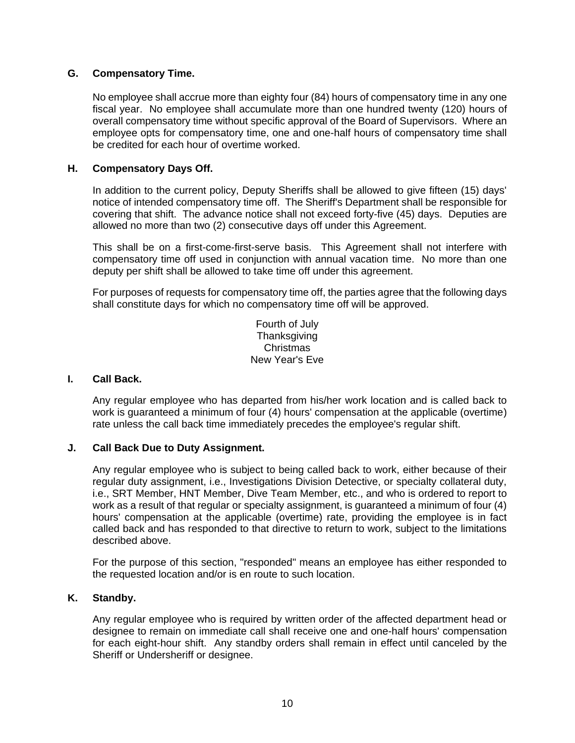### G. Compensatory Time.

No employee shall accrue more than eighty four (84) hours of compensatory time in any one fiscal year. No employee shall accumulate more than one hundred twenty (120) hours of overall compensatory time without specific approval of the Board of Supervisors. Where an employee opts for compensatory time, one and one-half hours of compensatory time shall be credited for each hour of overtime worked.

### H. Compensatory Days Off.

In addition to the current policy, Deputy Sheriffs shall be allowed to give fifteen (15) days' notice of intended compensatory time off. The Sheriff's Department shall be responsible for covering that shift. The advance notice shall not exceed forty-five (45) days. Deputies are allowed no more than two (2) consecutive days off under this Agreement.

This shall be on a first-come-first-serve basis. This Agreement shall not interfere with compensatory time off used in conjunction with annual vacation time. No more than one deputy per shift shall be allowed to take time off under this agreement.

For purposes of requests for compensatory time off, the parties agree that the following days shall constitute days for which no compensatory time off will be approved.

Fourth of July
Thanksgiving
Christmas
New Year's Eve

### I. Call Back.

Any regular employee who has departed from his/her work location and is called back to work is guaranteed a minimum of four (4) hours' compensation at the applicable (overtime) rate unless the call back time immediately precedes the employee's regular shift.

### J. Call Back Due to Duty Assignment.

Any regular employee who is subject to being called back to work, either because of their regular duty assignment, i.e., Investigations Division Detective, or specialty collateral duty, i.e., SRT Member, HNT Member, Dive Team Member, etc., and who is ordered to report to work as a result of that regular or specialty assignment, is guaranteed a minimum of four (4) hours' compensation at the applicable (overtime) rate, providing the employee is in fact called back and has responded to that directive to return to work, subject to the limitations described above.

For the purpose of this section, "responded" means an employee has either responded to the requested location and/or is en route to such location.

### K. Standby.

Any regular employee who is required by written order of the affected department head or designee to remain on immediate call shall receive one and one-half hours' compensation for each eight-hour shift. Any standby orders shall remain in effect until canceled by the Sheriff or Undersheriff or designee.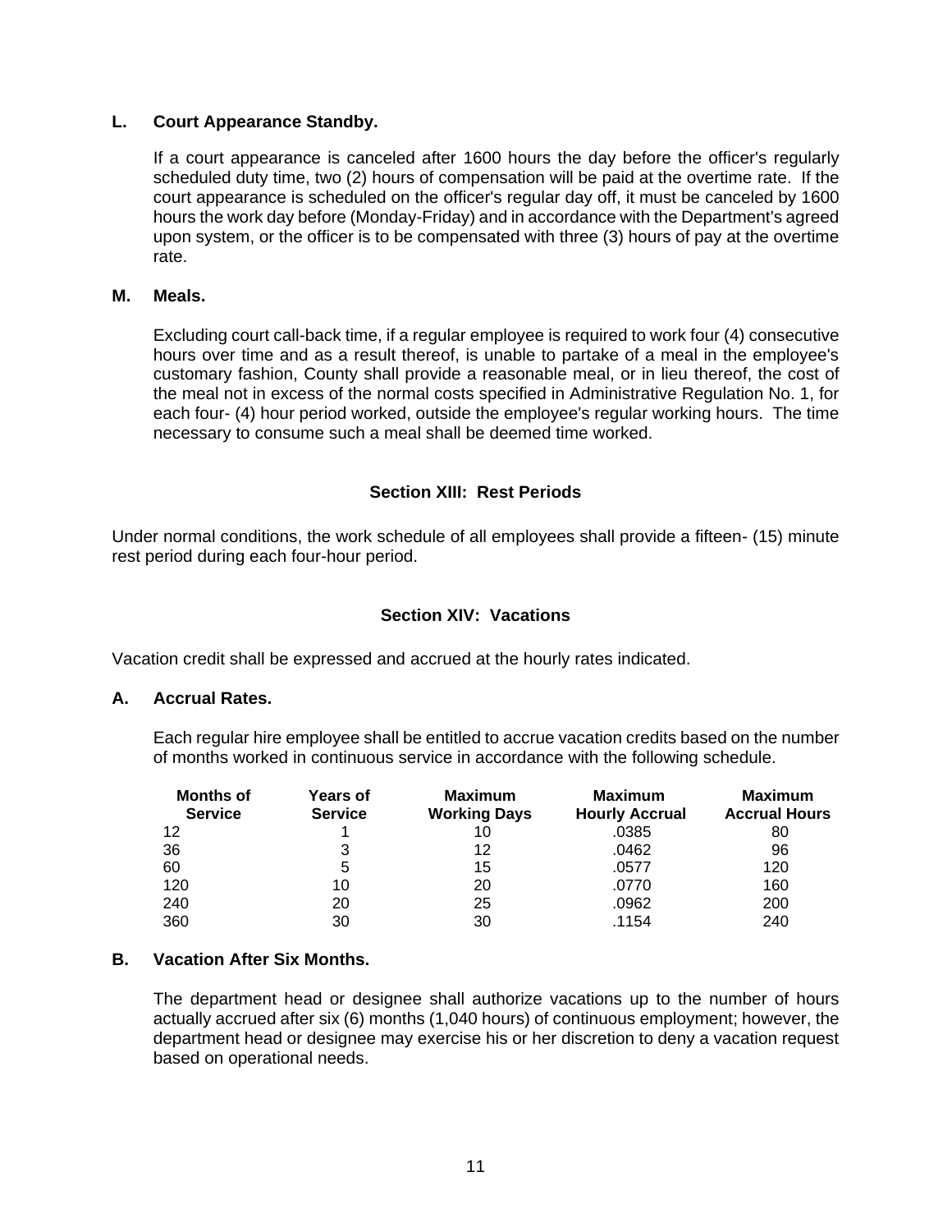**L. Court Appearance Standby.**

If a court appearance is canceled after 1600 hours the day before the officer's regularly scheduled duty time, two (2) hours of compensation will be paid at the overtime rate. If the court appearance is scheduled on the officer's regular day off, it must be canceled by 1600 hours the work day before (Monday-Friday) and in accordance with the Department's agreed upon system, or the officer is to be compensated with three (3) hours of pay at the overtime rate.

**M. Meals.**

Excluding court call-back time, if a regular employee is required to work four (4) consecutive hours over time and as a result thereof, is unable to partake of a meal in the employee's customary fashion, County shall provide a reasonable meal, or in lieu thereof, the cost of the meal not in excess of the normal costs specified in Administrative Regulation No. 1, for each four- (4) hour period worked, outside the employee's regular working hours. The time necessary to consume such a meal shall be deemed time worked.

## Section XIII: Rest Periods

Under normal conditions, the work schedule of all employees shall provide a fifteen- (15) minute rest period during each four-hour period.

## Section XIV: Vacations

Vacation credit shall be expressed and accrued at the hourly rates indicated.

**A. Accrual Rates.**

Each regular hire employee shall be entitled to accrue vacation credits based on the number of months worked in continuous service in accordance with the following schedule.

| Months of Service | Years of Service | Maximum Working Days | Maximum Hourly Accrual | Maximum Accrual Hours |
|---|---|---|---|---|
| 12 | 1 | 10 | .0385 | 80 |
| 36 | 3 | 12 | .0462 | 96 |
| 60 | 5 | 15 | .0577 | 120 |
| 120 | 10 | 20 | .0770 | 160 |
| 240 | 20 | 25 | .0962 | 200 |
| 360 | 30 | 30 | .1154 | 240 |

**B. Vacation After Six Months.**

The department head or designee shall authorize vacations up to the number of hours actually accrued after six (6) months (1,040 hours) of continuous employment; however, the department head or designee may exercise his or her discretion to deny a vacation request based on operational needs.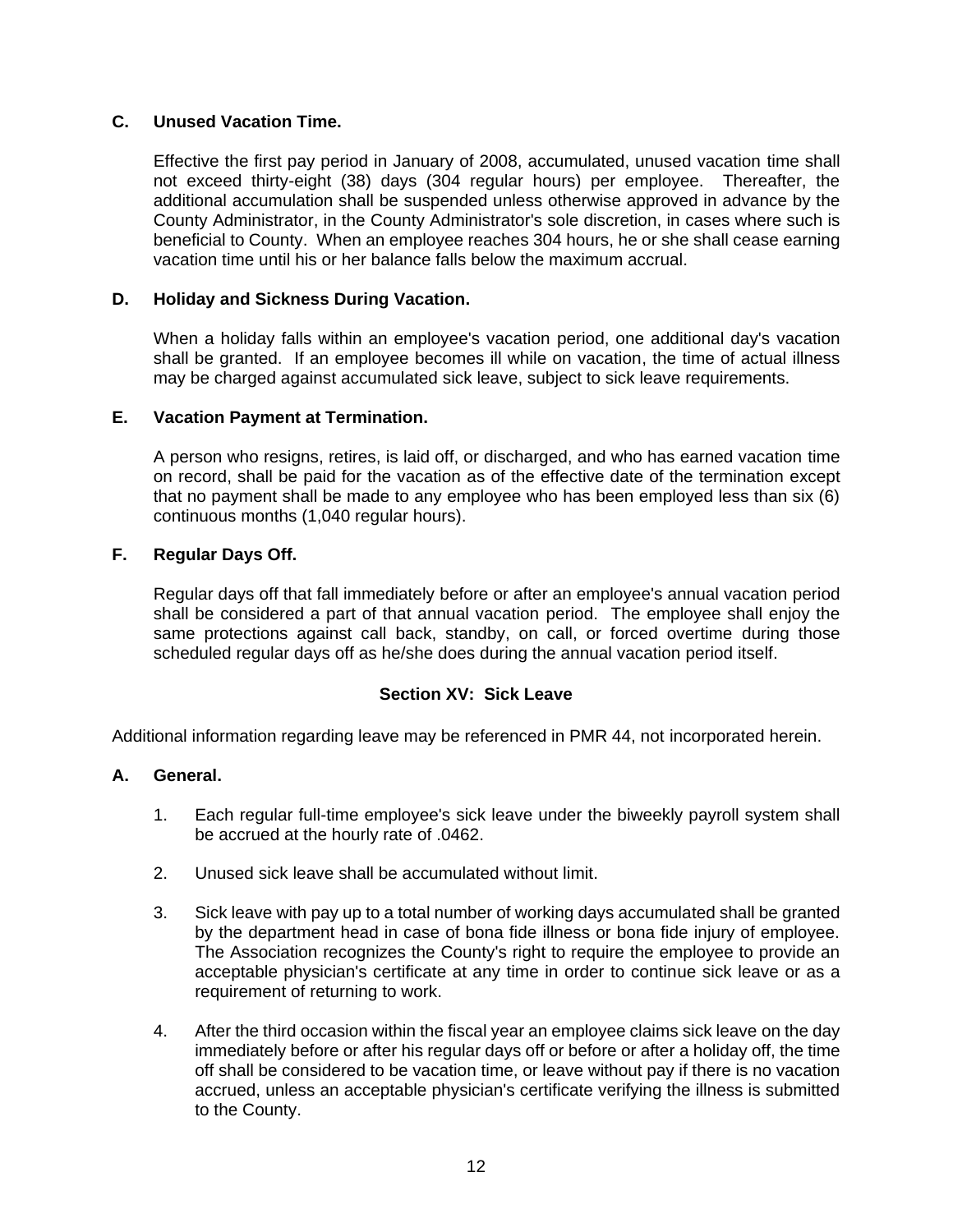**C. Unused Vacation Time.**

Effective the first pay period in January of 2008, accumulated, unused vacation time shall not exceed thirty-eight (38) days (304 regular hours) per employee. Thereafter, the additional accumulation shall be suspended unless otherwise approved in advance by the County Administrator, in the County Administrator's sole discretion, in cases where such is beneficial to County. When an employee reaches 304 hours, he or she shall cease earning vacation time until his or her balance falls below the maximum accrual.

**D. Holiday and Sickness During Vacation.**

When a holiday falls within an employee's vacation period, one additional day's vacation shall be granted. If an employee becomes ill while on vacation, the time of actual illness may be charged against accumulated sick leave, subject to sick leave requirements.

**E. Vacation Payment at Termination.**

A person who resigns, retires, is laid off, or discharged, and who has earned vacation time on record, shall be paid for the vacation as of the effective date of the termination except that no payment shall be made to any employee who has been employed less than six (6) continuous months (1,040 regular hours).

**F. Regular Days Off.**

Regular days off that fall immediately before or after an employee's annual vacation period shall be considered a part of that annual vacation period. The employee shall enjoy the same protections against call back, standby, on call, or forced overtime during those scheduled regular days off as he/she does during the annual vacation period itself.

## Section XV: Sick Leave

Additional information regarding leave may be referenced in PMR 44, not incorporated herein.

**A. General.**

1. Each regular full-time employee's sick leave under the biweekly payroll system shall be accrued at the hourly rate of .0462.

2. Unused sick leave shall be accumulated without limit.

3. Sick leave with pay up to a total number of working days accumulated shall be granted by the department head in case of bona fide illness or bona fide injury of employee. The Association recognizes the County's right to require the employee to provide an acceptable physician's certificate at any time in order to continue sick leave or as a requirement of returning to work.

4. After the third occasion within the fiscal year an employee claims sick leave on the day immediately before or after his regular days off or before or after a holiday off, the time off shall be considered to be vacation time, or leave without pay if there is no vacation accrued, unless an acceptable physician's certificate verifying the illness is submitted to the County.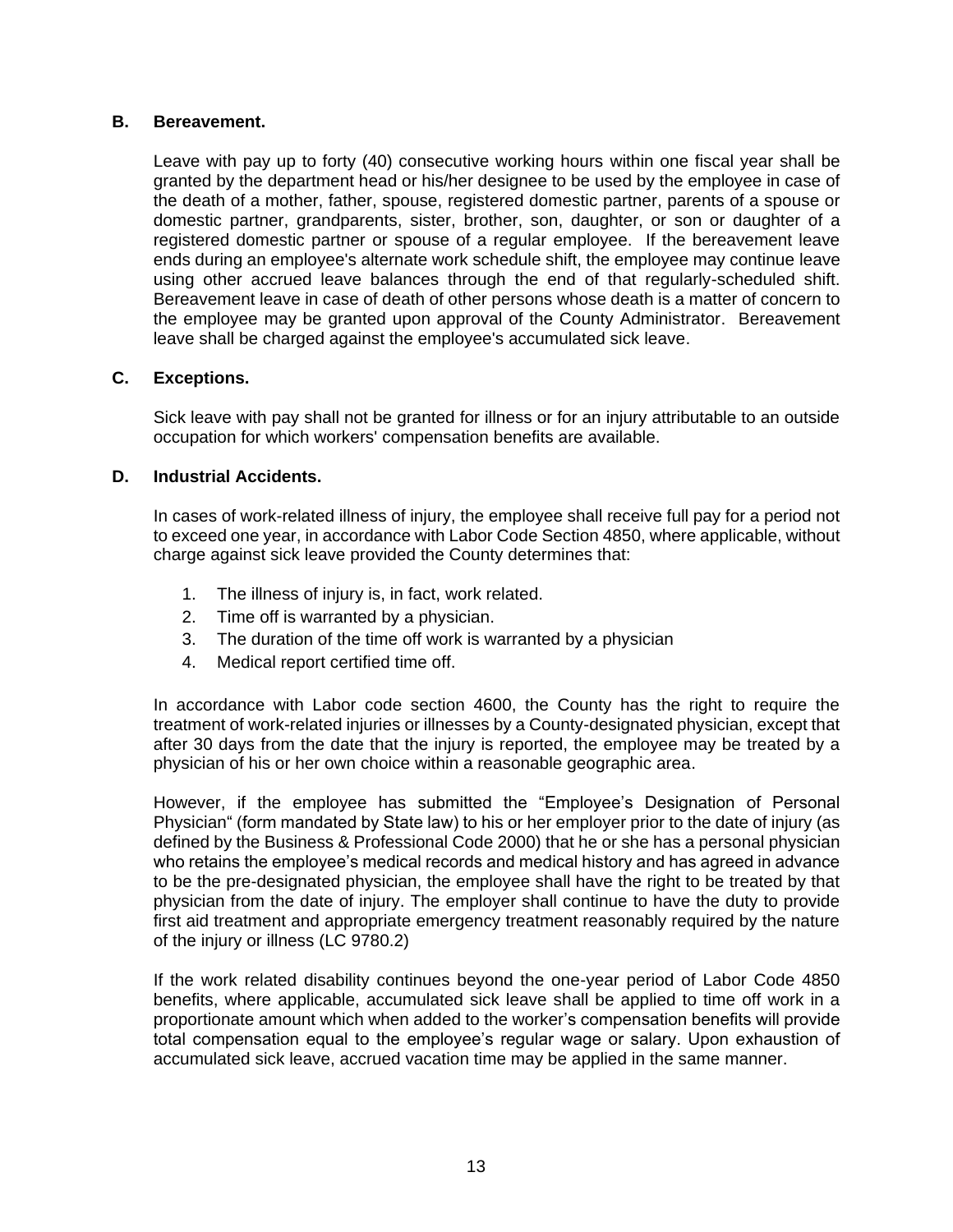**B. Bereavement.**

Leave with pay up to forty (40) consecutive working hours within one fiscal year shall be granted by the department head or his/her designee to be used by the employee in case of the death of a mother, father, spouse, registered domestic partner, parents of a spouse or domestic partner, grandparents, sister, brother, son, daughter, or son or daughter of a registered domestic partner or spouse of a regular employee. If the bereavement leave ends during an employee's alternate work schedule shift, the employee may continue leave using other accrued leave balances through the end of that regularly-scheduled shift. Bereavement leave in case of death of other persons whose death is a matter of concern to the employee may be granted upon approval of the County Administrator. Bereavement leave shall be charged against the employee's accumulated sick leave.

**C. Exceptions.**

Sick leave with pay shall not be granted for illness or for an injury attributable to an outside occupation for which workers' compensation benefits are available.

**D. Industrial Accidents.**

In cases of work-related illness of injury, the employee shall receive full pay for a period not to exceed one year, in accordance with Labor Code Section 4850, where applicable, without charge against sick leave provided the County determines that:

1. The illness of injury is, in fact, work related.
2. Time off is warranted by a physician.
3. The duration of the time off work is warranted by a physician
4. Medical report certified time off.

In accordance with Labor code section 4600, the County has the right to require the treatment of work-related injuries or illnesses by a County-designated physician, except that after 30 days from the date that the injury is reported, the employee may be treated by a physician of his or her own choice within a reasonable geographic area.

However, if the employee has submitted the "Employee's Designation of Personal Physician" (form mandated by State law) to his or her employer prior to the date of injury (as defined by the Business & Professional Code 2000) that he or she has a personal physician who retains the employee's medical records and medical history and has agreed in advance to be the pre-designated physician, the employee shall have the right to be treated by that physician from the date of injury. The employer shall continue to have the duty to provide first aid treatment and appropriate emergency treatment reasonably required by the nature of the injury or illness (LC 9780.2)

If the work related disability continues beyond the one-year period of Labor Code 4850 benefits, where applicable, accumulated sick leave shall be applied to time off work in a proportionate amount which when added to the worker's compensation benefits will provide total compensation equal to the employee's regular wage or salary. Upon exhaustion of accumulated sick leave, accrued vacation time may be applied in the same manner.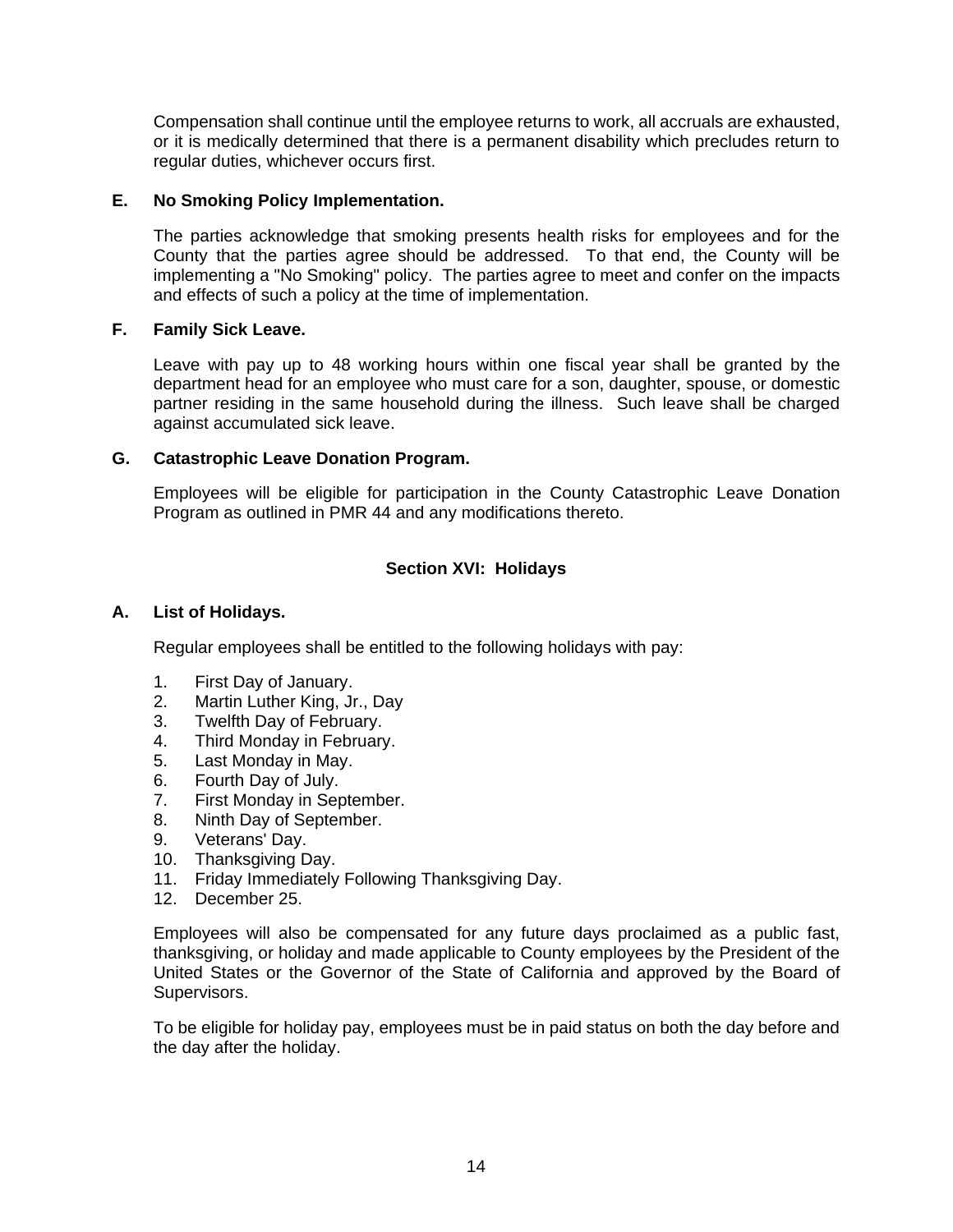Compensation shall continue until the employee returns to work, all accruals are exhausted, or it is medically determined that there is a permanent disability which precludes return to regular duties, whichever occurs first.

**E. No Smoking Policy Implementation.**

The parties acknowledge that smoking presents health risks for employees and for the County that the parties agree should be addressed. To that end, the County will be implementing a "No Smoking" policy. The parties agree to meet and confer on the impacts and effects of such a policy at the time of implementation.

**F. Family Sick Leave.**

Leave with pay up to 48 working hours within one fiscal year shall be granted by the department head for an employee who must care for a son, daughter, spouse, or domestic partner residing in the same household during the illness. Such leave shall be charged against accumulated sick leave.

**G. Catastrophic Leave Donation Program.**

Employees will be eligible for participation in the County Catastrophic Leave Donation Program as outlined in PMR 44 and any modifications thereto.

## Section XVI: Holidays

**A. List of Holidays.**

Regular employees shall be entitled to the following holidays with pay:

1. First Day of January.
2. Martin Luther King, Jr., Day
3. Twelfth Day of February.
4. Third Monday in February.
5. Last Monday in May.
6. Fourth Day of July.
7. First Monday in September.
8. Ninth Day of September.
9. Veterans' Day.
10. Thanksgiving Day.
11. Friday Immediately Following Thanksgiving Day.
12. December 25.

Employees will also be compensated for any future days proclaimed as a public fast, thanksgiving, or holiday and made applicable to County employees by the President of the United States or the Governor of the State of California and approved by the Board of Supervisors.

To be eligible for holiday pay, employees must be in paid status on both the day before and the day after the holiday.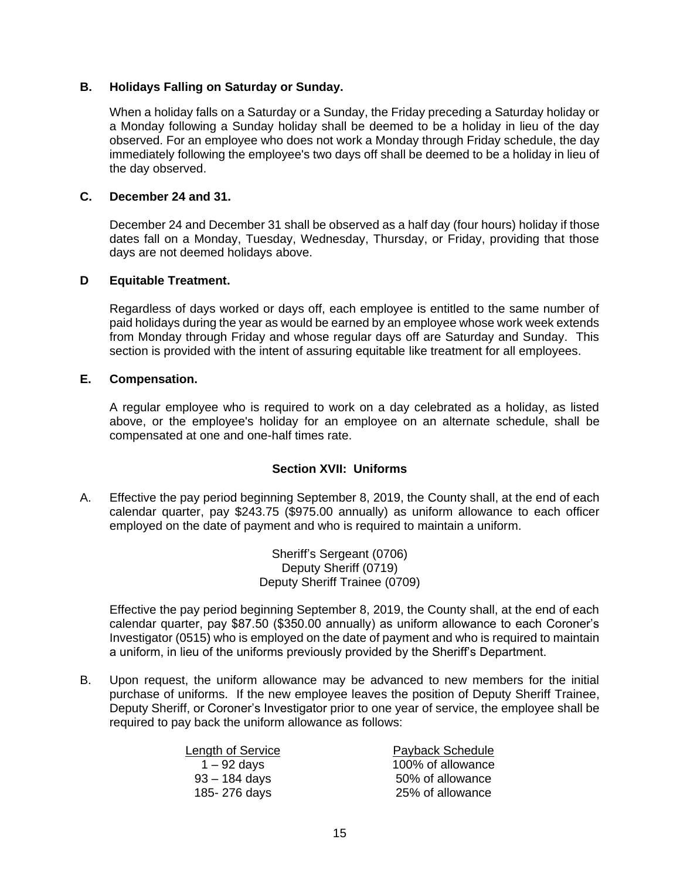### B. Holidays Falling on Saturday or Sunday.

When a holiday falls on a Saturday or a Sunday, the Friday preceding a Saturday holiday or a Monday following a Sunday holiday shall be deemed to be a holiday in lieu of the day observed. For an employee who does not work a Monday through Friday schedule, the day immediately following the employee's two days off shall be deemed to be a holiday in lieu of the day observed.

### C. December 24 and 31.

December 24 and December 31 shall be observed as a half day (four hours) holiday if those dates fall on a Monday, Tuesday, Wednesday, Thursday, or Friday, providing that those days are not deemed holidays above.

### D Equitable Treatment.

Regardless of days worked or days off, each employee is entitled to the same number of paid holidays during the year as would be earned by an employee whose work week extends from Monday through Friday and whose regular days off are Saturday and Sunday. This section is provided with the intent of assuring equitable like treatment for all employees.

### E. Compensation.

A regular employee who is required to work on a day celebrated as a holiday, as listed above, or the employee's holiday for an employee on an alternate schedule, shall be compensated at one and one-half times rate.

## Section XVII: Uniforms

A. Effective the pay period beginning September 8, 2019, the County shall, at the end of each calendar quarter, pay $243.75 ($975.00 annually) as uniform allowance to each officer employed on the date of payment and who is required to maintain a uniform.

Sheriff's Sergeant (0706)
Deputy Sheriff (0719)
Deputy Sheriff Trainee (0709)

Effective the pay period beginning September 8, 2019, the County shall, at the end of each calendar quarter, pay $87.50 ($350.00 annually) as uniform allowance to each Coroner's Investigator (0515) who is employed on the date of payment and who is required to maintain a uniform, in lieu of the uniforms previously provided by the Sheriff's Department.

B. Upon request, the uniform allowance may be advanced to new members for the initial purchase of uniforms. If the new employee leaves the position of Deputy Sheriff Trainee, Deputy Sheriff, or Coroner's Investigator prior to one year of service, the employee shall be required to pay back the uniform allowance as follows:

| Length of Service | Payback Schedule |
|---|---|
| 1 – 92 days | 100% of allowance |
| 93 – 184 days | 50% of allowance |
| 185- 276 days | 25% of allowance |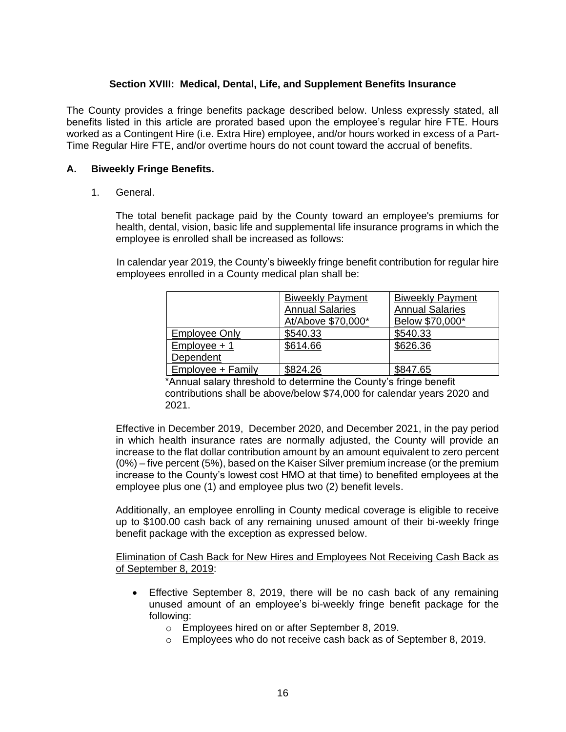### Section XVIII: Medical, Dental, Life, and Supplement Benefits Insurance

The County provides a fringe benefits package described below. Unless expressly stated, all benefits listed in this article are prorated based upon the employee's regular hire FTE. Hours worked as a Contingent Hire (i.e. Extra Hire) employee, and/or hours worked in excess of a Part-Time Regular Hire FTE, and/or overtime hours do not count toward the accrual of benefits.

**A. Biweekly Fringe Benefits.**

1. General.

   The total benefit package paid by the County toward an employee's premiums for health, dental, vision, basic life and supplemental life insurance programs in which the employee is enrolled shall be increased as follows:

   In calendar year 2019, the County's biweekly fringe benefit contribution for regular hire employees enrolled in a County medical plan shall be:

| | Biweekly Payment Annual Salaries At/Above $70,000* | Biweekly Payment Annual Salaries Below $70,000* |
|---|---|---|
| Employee Only | $540.33 | $540.33 |
| Employee + 1 Dependent | $614.66 | $626.36 |
| Employee + Family | $824.26 | $847.65 |

   *Annual salary threshold to determine the County's fringe benefit contributions shall be above/below $74,000 for calendar years 2020 and 2021.

   Effective in December 2019, December 2020, and December 2021, in the pay period in which health insurance rates are normally adjusted, the County will provide an increase to the flat dollar contribution amount by an amount equivalent to zero percent (0%) – five percent (5%), based on the Kaiser Silver premium increase (or the premium increase to the County's lowest cost HMO at that time) to benefited employees at the employee plus one (1) and employee plus two (2) benefit levels.

   Additionally, an employee enrolling in County medical coverage is eligible to receive up to $100.00 cash back of any remaining unused amount of their bi-weekly fringe benefit package with the exception as expressed below.

   Elimination of Cash Back for New Hires and Employees Not Receiving Cash Back as of September 8, 2019:

   - Effective September 8, 2019, there will be no cash back of any remaining unused amount of an employee's bi-weekly fringe benefit package for the following:
     - Employees hired on or after September 8, 2019.
     - Employees who do not receive cash back as of September 8, 2019.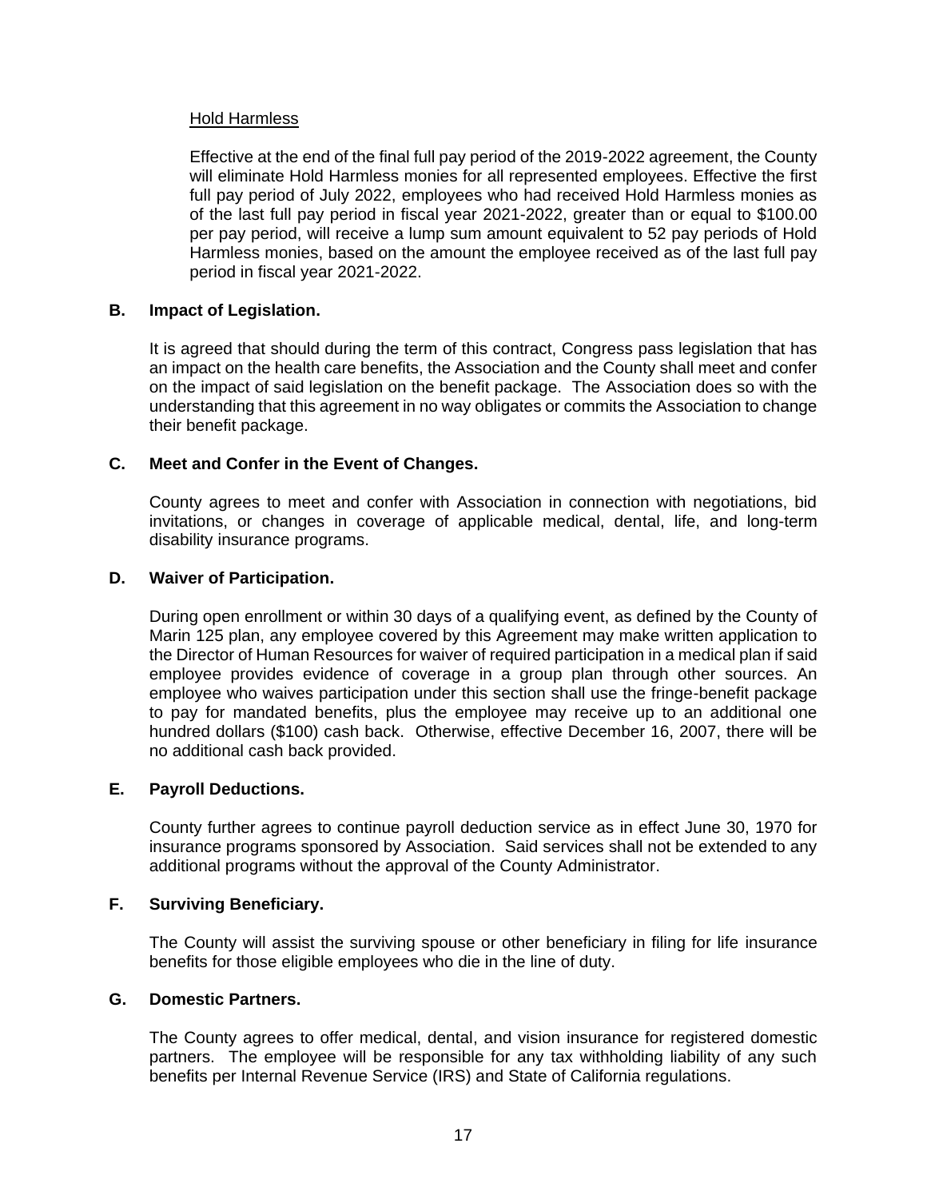Hold Harmless

Effective at the end of the final full pay period of the 2019-2022 agreement, the County will eliminate Hold Harmless monies for all represented employees. Effective the first full pay period of July 2022, employees who had received Hold Harmless monies as of the last full pay period in fiscal year 2021-2022, greater than or equal to $100.00 per pay period, will receive a lump sum amount equivalent to 52 pay periods of Hold Harmless monies, based on the amount the employee received as of the last full pay period in fiscal year 2021-2022.

**B. Impact of Legislation.**

It is agreed that should during the term of this contract, Congress pass legislation that has an impact on the health care benefits, the Association and the County shall meet and confer on the impact of said legislation on the benefit package. The Association does so with the understanding that this agreement in no way obligates or commits the Association to change their benefit package.

**C. Meet and Confer in the Event of Changes.**

County agrees to meet and confer with Association in connection with negotiations, bid invitations, or changes in coverage of applicable medical, dental, life, and long-term disability insurance programs.

**D. Waiver of Participation.**

During open enrollment or within 30 days of a qualifying event, as defined by the County of Marin 125 plan, any employee covered by this Agreement may make written application to the Director of Human Resources for waiver of required participation in a medical plan if said employee provides evidence of coverage in a group plan through other sources. An employee who waives participation under this section shall use the fringe-benefit package to pay for mandated benefits, plus the employee may receive up to an additional one hundred dollars ($100) cash back. Otherwise, effective December 16, 2007, there will be no additional cash back provided.

**E. Payroll Deductions.**

County further agrees to continue payroll deduction service as in effect June 30, 1970 for insurance programs sponsored by Association. Said services shall not be extended to any additional programs without the approval of the County Administrator.

**F. Surviving Beneficiary.**

The County will assist the surviving spouse or other beneficiary in filing for life insurance benefits for those eligible employees who die in the line of duty.

**G. Domestic Partners.**

The County agrees to offer medical, dental, and vision insurance for registered domestic partners. The employee will be responsible for any tax withholding liability of any such benefits per Internal Revenue Service (IRS) and State of California regulations.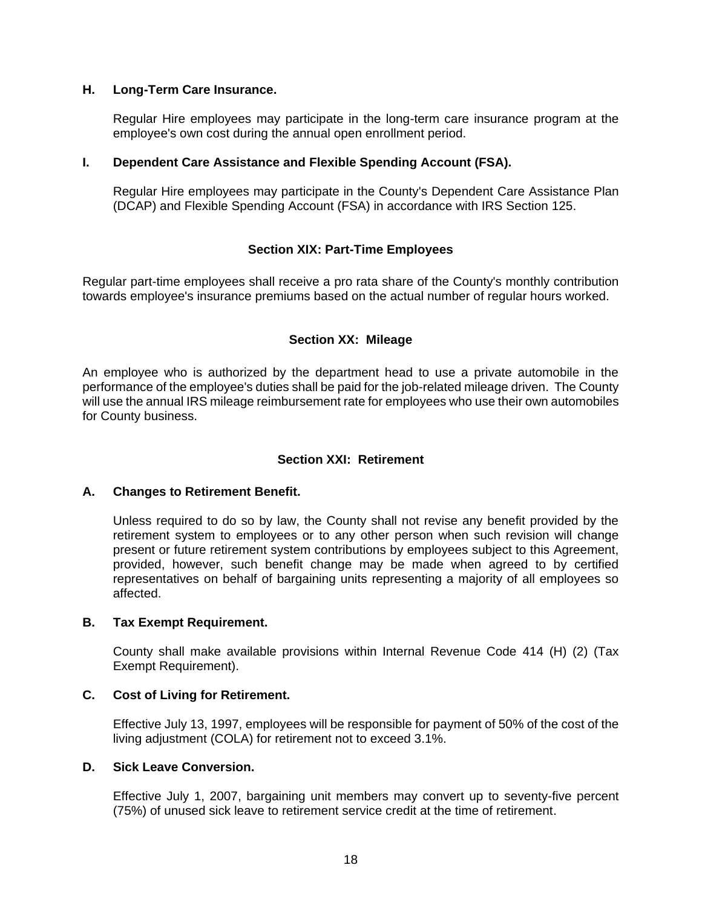**H. Long-Term Care Insurance.**

Regular Hire employees may participate in the long-term care insurance program at the employee's own cost during the annual open enrollment period.

**I. Dependent Care Assistance and Flexible Spending Account (FSA).**

Regular Hire employees may participate in the County's Dependent Care Assistance Plan (DCAP) and Flexible Spending Account (FSA) in accordance with IRS Section 125.

## Section XIX: Part-Time Employees

Regular part-time employees shall receive a pro rata share of the County's monthly contribution towards employee's insurance premiums based on the actual number of regular hours worked.

## Section XX: Mileage

An employee who is authorized by the department head to use a private automobile in the performance of the employee's duties shall be paid for the job-related mileage driven. The County will use the annual IRS mileage reimbursement rate for employees who use their own automobiles for County business.

## Section XXI: Retirement

**A. Changes to Retirement Benefit.**

Unless required to do so by law, the County shall not revise any benefit provided by the retirement system to employees or to any other person when such revision will change present or future retirement system contributions by employees subject to this Agreement, provided, however, such benefit change may be made when agreed to by certified representatives on behalf of bargaining units representing a majority of all employees so affected.

**B. Tax Exempt Requirement.**

County shall make available provisions within Internal Revenue Code 414 (H) (2) (Tax Exempt Requirement).

**C. Cost of Living for Retirement.**

Effective July 13, 1997, employees will be responsible for payment of 50% of the cost of the living adjustment (COLA) for retirement not to exceed 3.1%.

**D. Sick Leave Conversion.**

Effective July 1, 2007, bargaining unit members may convert up to seventy-five percent (75%) of unused sick leave to retirement service credit at the time of retirement.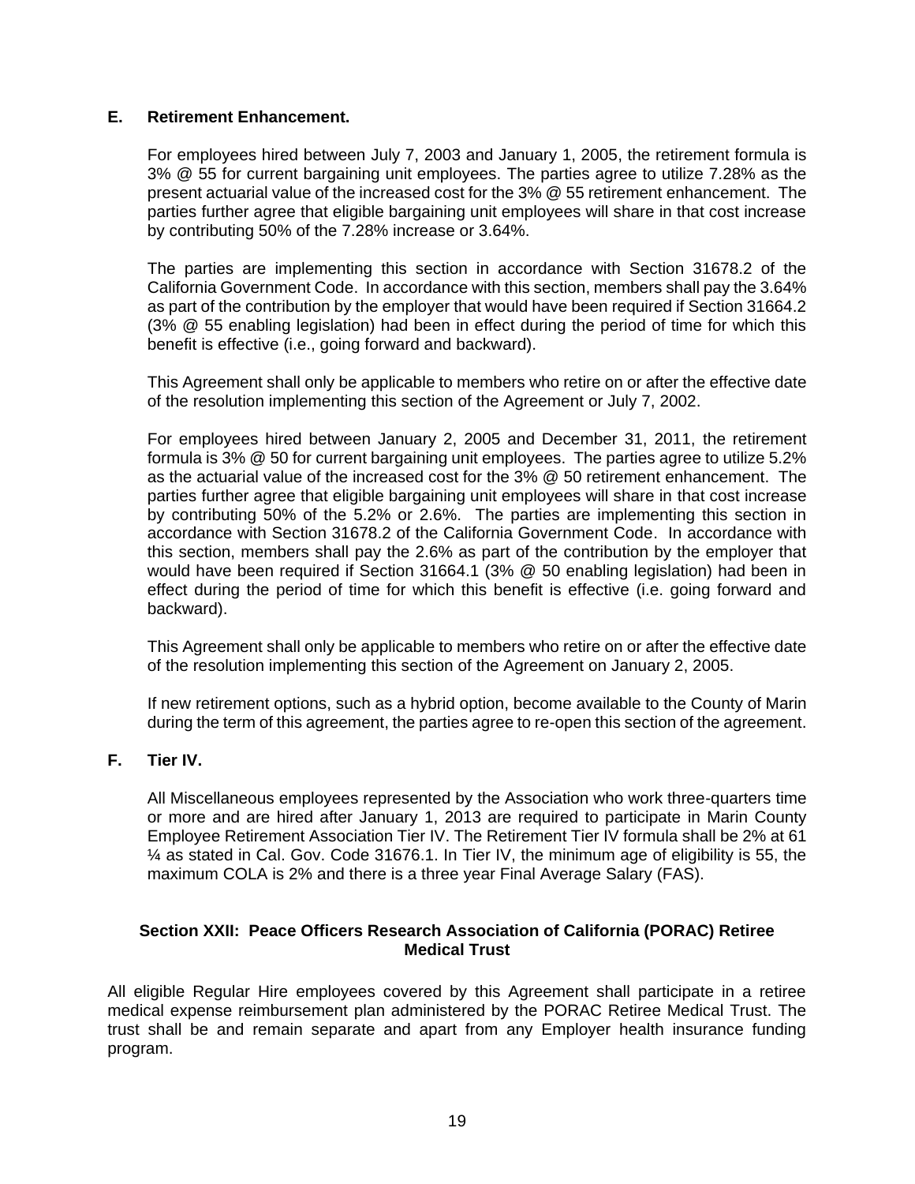**E. Retirement Enhancement.**

For employees hired between July 7, 2003 and January 1, 2005, the retirement formula is 3% @ 55 for current bargaining unit employees. The parties agree to utilize 7.28% as the present actuarial value of the increased cost for the 3% @ 55 retirement enhancement. The parties further agree that eligible bargaining unit employees will share in that cost increase by contributing 50% of the 7.28% increase or 3.64%.

The parties are implementing this section in accordance with Section 31678.2 of the California Government Code. In accordance with this section, members shall pay the 3.64% as part of the contribution by the employer that would have been required if Section 31664.2 (3% @ 55 enabling legislation) had been in effect during the period of time for which this benefit is effective (i.e., going forward and backward).

This Agreement shall only be applicable to members who retire on or after the effective date of the resolution implementing this section of the Agreement or July 7, 2002.

For employees hired between January 2, 2005 and December 31, 2011, the retirement formula is 3% @ 50 for current bargaining unit employees. The parties agree to utilize 5.2% as the actuarial value of the increased cost for the 3% @ 50 retirement enhancement. The parties further agree that eligible bargaining unit employees will share in that cost increase by contributing 50% of the 5.2% or 2.6%. The parties are implementing this section in accordance with Section 31678.2 of the California Government Code. In accordance with this section, members shall pay the 2.6% as part of the contribution by the employer that would have been required if Section 31664.1 (3% @ 50 enabling legislation) had been in effect during the period of time for which this benefit is effective (i.e. going forward and backward).

This Agreement shall only be applicable to members who retire on or after the effective date of the resolution implementing this section of the Agreement on January 2, 2005.

If new retirement options, such as a hybrid option, become available to the County of Marin during the term of this agreement, the parties agree to re-open this section of the agreement.

**F. Tier IV.**

All Miscellaneous employees represented by the Association who work three-quarters time or more and are hired after January 1, 2013 are required to participate in Marin County Employee Retirement Association Tier IV. The Retirement Tier IV formula shall be 2% at 61 ¼ as stated in Cal. Gov. Code 31676.1. In Tier IV, the minimum age of eligibility is 55, the maximum COLA is 2% and there is a three year Final Average Salary (FAS).

## Section XXII: Peace Officers Research Association of California (PORAC) Retiree Medical Trust

All eligible Regular Hire employees covered by this Agreement shall participate in a retiree medical expense reimbursement plan administered by the PORAC Retiree Medical Trust. The trust shall be and remain separate and apart from any Employer health insurance funding program.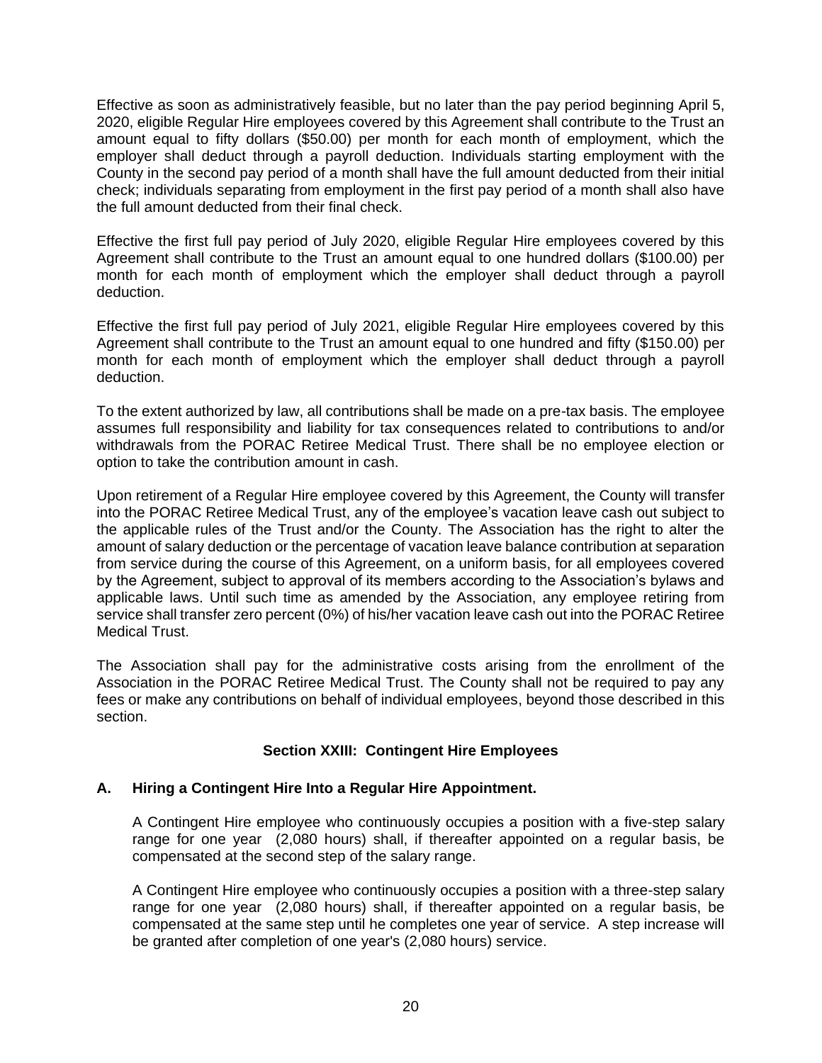Effective as soon as administratively feasible, but no later than the pay period beginning April 5, 2020, eligible Regular Hire employees covered by this Agreement shall contribute to the Trust an amount equal to fifty dollars ($50.00) per month for each month of employment, which the employer shall deduct through a payroll deduction. Individuals starting employment with the County in the second pay period of a month shall have the full amount deducted from their initial check; individuals separating from employment in the first pay period of a month shall also have the full amount deducted from their final check.

Effective the first full pay period of July 2020, eligible Regular Hire employees covered by this Agreement shall contribute to the Trust an amount equal to one hundred dollars ($100.00) per month for each month of employment which the employer shall deduct through a payroll deduction.

Effective the first full pay period of July 2021, eligible Regular Hire employees covered by this Agreement shall contribute to the Trust an amount equal to one hundred and fifty ($150.00) per month for each month of employment which the employer shall deduct through a payroll deduction.

To the extent authorized by law, all contributions shall be made on a pre-tax basis. The employee assumes full responsibility and liability for tax consequences related to contributions to and/or withdrawals from the PORAC Retiree Medical Trust. There shall be no employee election or option to take the contribution amount in cash.

Upon retirement of a Regular Hire employee covered by this Agreement, the County will transfer into the PORAC Retiree Medical Trust, any of the employee's vacation leave cash out subject to the applicable rules of the Trust and/or the County. The Association has the right to alter the amount of salary deduction or the percentage of vacation leave balance contribution at separation from service during the course of this Agreement, on a uniform basis, for all employees covered by the Agreement, subject to approval of its members according to the Association's bylaws and applicable laws. Until such time as amended by the Association, any employee retiring from service shall transfer zero percent (0%) of his/her vacation leave cash out into the PORAC Retiree Medical Trust.

The Association shall pay for the administrative costs arising from the enrollment of the Association in the PORAC Retiree Medical Trust. The County shall not be required to pay any fees or make any contributions on behalf of individual employees, beyond those described in this section.

## Section XXIII: Contingent Hire Employees

### A. Hiring a Contingent Hire Into a Regular Hire Appointment.

A Contingent Hire employee who continuously occupies a position with a five-step salary range for one year (2,080 hours) shall, if thereafter appointed on a regular basis, be compensated at the second step of the salary range.

A Contingent Hire employee who continuously occupies a position with a three-step salary range for one year (2,080 hours) shall, if thereafter appointed on a regular basis, be compensated at the same step until he completes one year of service. A step increase will be granted after completion of one year's (2,080 hours) service.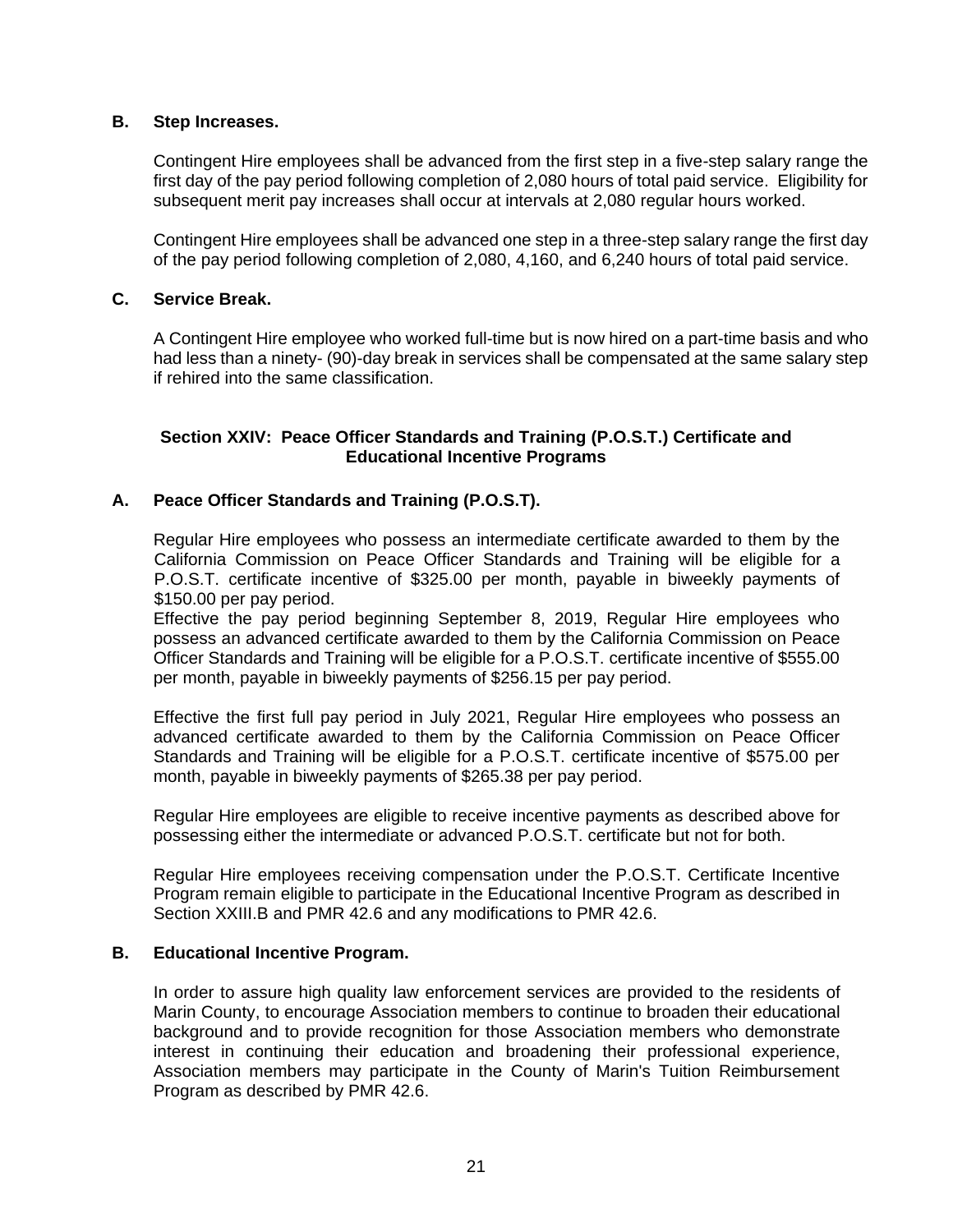**B. Step Increases.**

Contingent Hire employees shall be advanced from the first step in a five-step salary range the first day of the pay period following completion of 2,080 hours of total paid service. Eligibility for subsequent merit pay increases shall occur at intervals at 2,080 regular hours worked.

Contingent Hire employees shall be advanced one step in a three-step salary range the first day of the pay period following completion of 2,080, 4,160, and 6,240 hours of total paid service.

**C. Service Break.**

A Contingent Hire employee who worked full-time but is now hired on a part-time basis and who had less than a ninety- (90)-day break in services shall be compensated at the same salary step if rehired into the same classification.

## Section XXIV: Peace Officer Standards and Training (P.O.S.T.) Certificate and Educational Incentive Programs

**A. Peace Officer Standards and Training (P.O.S.T).**

Regular Hire employees who possess an intermediate certificate awarded to them by the California Commission on Peace Officer Standards and Training will be eligible for a P.O.S.T. certificate incentive of $325.00 per month, payable in biweekly payments of $150.00 per pay period.
Effective the pay period beginning September 8, 2019, Regular Hire employees who possess an advanced certificate awarded to them by the California Commission on Peace Officer Standards and Training will be eligible for a P.O.S.T. certificate incentive of $555.00 per month, payable in biweekly payments of $256.15 per pay period.

Effective the first full pay period in July 2021, Regular Hire employees who possess an advanced certificate awarded to them by the California Commission on Peace Officer Standards and Training will be eligible for a P.O.S.T. certificate incentive of $575.00 per month, payable in biweekly payments of $265.38 per pay period.

Regular Hire employees are eligible to receive incentive payments as described above for possessing either the intermediate or advanced P.O.S.T. certificate but not for both.

Regular Hire employees receiving compensation under the P.O.S.T. Certificate Incentive Program remain eligible to participate in the Educational Incentive Program as described in Section XXIII.B and PMR 42.6 and any modifications to PMR 42.6.

**B. Educational Incentive Program.**

In order to assure high quality law enforcement services are provided to the residents of Marin County, to encourage Association members to continue to broaden their educational background and to provide recognition for those Association members who demonstrate interest in continuing their education and broadening their professional experience, Association members may participate in the County of Marin's Tuition Reimbursement Program as described by PMR 42.6.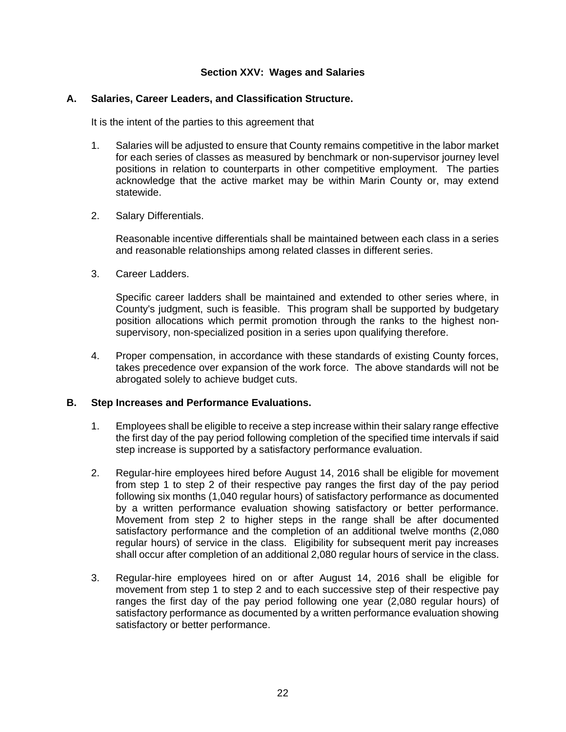## Section XXV: Wages and Salaries

### A. Salaries, Career Leaders, and Classification Structure.

It is the intent of the parties to this agreement that

1. Salaries will be adjusted to ensure that County remains competitive in the labor market for each series of classes as measured by benchmark or non-supervisor journey level positions in relation to counterparts in other competitive employment. The parties acknowledge that the active market may be within Marin County or, may extend statewide.

2. Salary Differentials.

   Reasonable incentive differentials shall be maintained between each class in a series and reasonable relationships among related classes in different series.

3. Career Ladders.

   Specific career ladders shall be maintained and extended to other series where, in County's judgment, such is feasible. This program shall be supported by budgetary position allocations which permit promotion through the ranks to the highest non-supervisory, non-specialized position in a series upon qualifying therefore.

4. Proper compensation, in accordance with these standards of existing County forces, takes precedence over expansion of the work force. The above standards will not be abrogated solely to achieve budget cuts.

### B. Step Increases and Performance Evaluations.

1. Employees shall be eligible to receive a step increase within their salary range effective the first day of the pay period following completion of the specified time intervals if said step increase is supported by a satisfactory performance evaluation.

2. Regular-hire employees hired before August 14, 2016 shall be eligible for movement from step 1 to step 2 of their respective pay ranges the first day of the pay period following six months (1,040 regular hours) of satisfactory performance as documented by a written performance evaluation showing satisfactory or better performance. Movement from step 2 to higher steps in the range shall be after documented satisfactory performance and the completion of an additional twelve months (2,080 regular hours) of service in the class. Eligibility for subsequent merit pay increases shall occur after completion of an additional 2,080 regular hours of service in the class.

3. Regular-hire employees hired on or after August 14, 2016 shall be eligible for movement from step 1 to step 2 and to each successive step of their respective pay ranges the first day of the pay period following one year (2,080 regular hours) of satisfactory performance as documented by a written performance evaluation showing satisfactory or better performance.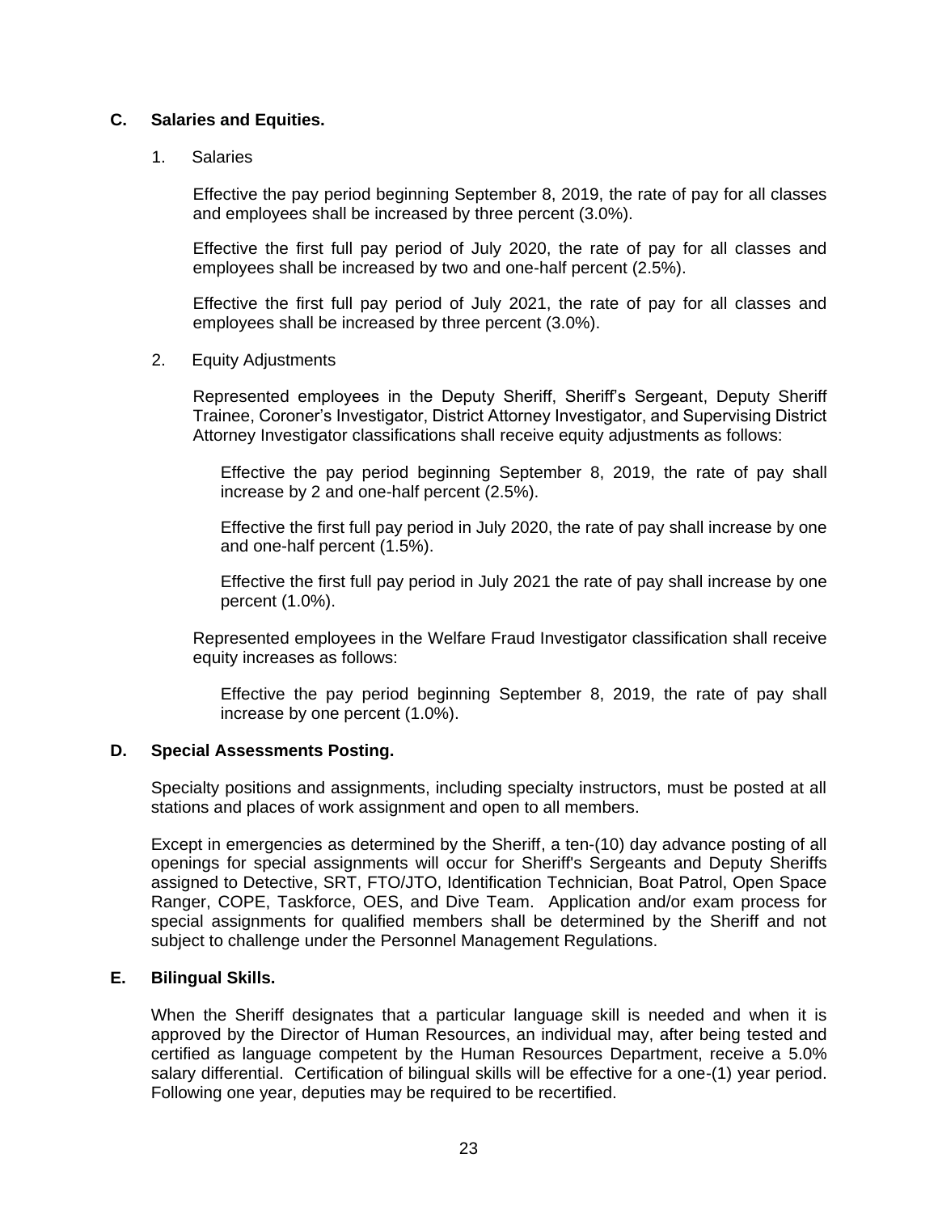## C. Salaries and Equities.

### 1. Salaries

Effective the pay period beginning September 8, 2019, the rate of pay for all classes and employees shall be increased by three percent (3.0%).

Effective the first full pay period of July 2020, the rate of pay for all classes and employees shall be increased by two and one-half percent (2.5%).

Effective the first full pay period of July 2021, the rate of pay for all classes and employees shall be increased by three percent (3.0%).

### 2. Equity Adjustments

Represented employees in the Deputy Sheriff, Sheriff's Sergeant, Deputy Sheriff Trainee, Coroner's Investigator, District Attorney Investigator, and Supervising District Attorney Investigator classifications shall receive equity adjustments as follows:

Effective the pay period beginning September 8, 2019, the rate of pay shall increase by 2 and one-half percent (2.5%).

Effective the first full pay period in July 2020, the rate of pay shall increase by one and one-half percent (1.5%).

Effective the first full pay period in July 2021 the rate of pay shall increase by one percent (1.0%).

Represented employees in the Welfare Fraud Investigator classification shall receive equity increases as follows:

Effective the pay period beginning September 8, 2019, the rate of pay shall increase by one percent (1.0%).

## D. Special Assessments Posting.

Specialty positions and assignments, including specialty instructors, must be posted at all stations and places of work assignment and open to all members.

Except in emergencies as determined by the Sheriff, a ten-(10) day advance posting of all openings for special assignments will occur for Sheriff's Sergeants and Deputy Sheriffs assigned to Detective, SRT, FTO/JTO, Identification Technician, Boat Patrol, Open Space Ranger, COPE, Taskforce, OES, and Dive Team. Application and/or exam process for special assignments for qualified members shall be determined by the Sheriff and not subject to challenge under the Personnel Management Regulations.

## E. Bilingual Skills.

When the Sheriff designates that a particular language skill is needed and when it is approved by the Director of Human Resources, an individual may, after being tested and certified as language competent by the Human Resources Department, receive a 5.0% salary differential. Certification of bilingual skills will be effective for a one-(1) year period. Following one year, deputies may be required to be recertified.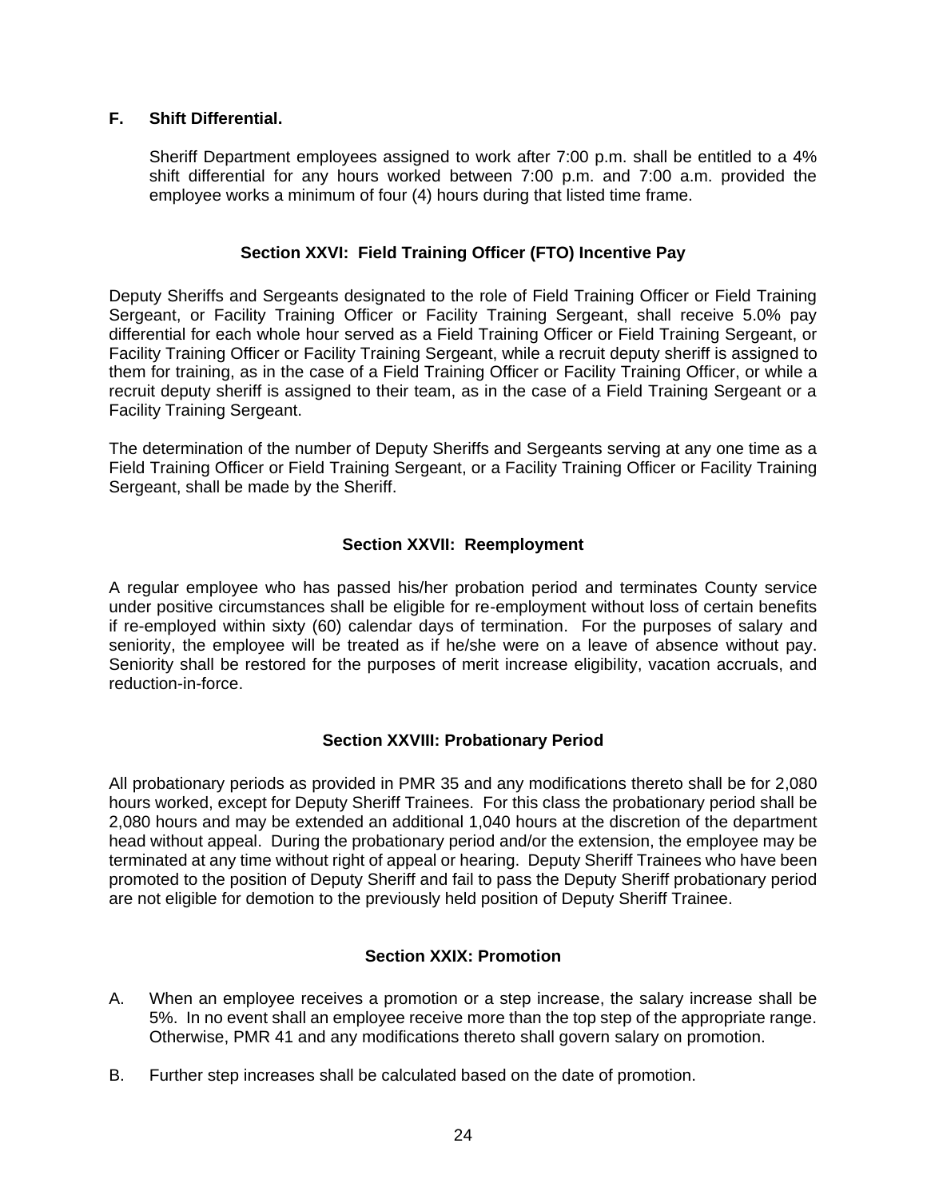### F. Shift Differential.

Sheriff Department employees assigned to work after 7:00 p.m. shall be entitled to a 4% shift differential for any hours worked between 7:00 p.m. and 7:00 a.m. provided the employee works a minimum of four (4) hours during that listed time frame.

## Section XXVI: Field Training Officer (FTO) Incentive Pay

Deputy Sheriffs and Sergeants designated to the role of Field Training Officer or Field Training Sergeant, or Facility Training Officer or Facility Training Sergeant, shall receive 5.0% pay differential for each whole hour served as a Field Training Officer or Field Training Sergeant, or Facility Training Officer or Facility Training Sergeant, while a recruit deputy sheriff is assigned to them for training, as in the case of a Field Training Officer or Facility Training Officer, or while a recruit deputy sheriff is assigned to their team, as in the case of a Field Training Sergeant or a Facility Training Sergeant.

The determination of the number of Deputy Sheriffs and Sergeants serving at any one time as a Field Training Officer or Field Training Sergeant, or a Facility Training Officer or Facility Training Sergeant, shall be made by the Sheriff.

## Section XXVII: Reemployment

A regular employee who has passed his/her probation period and terminates County service under positive circumstances shall be eligible for re-employment without loss of certain benefits if re-employed within sixty (60) calendar days of termination. For the purposes of salary and seniority, the employee will be treated as if he/she were on a leave of absence without pay. Seniority shall be restored for the purposes of merit increase eligibility, vacation accruals, and reduction-in-force.

## Section XXVIII: Probationary Period

All probationary periods as provided in PMR 35 and any modifications thereto shall be for 2,080 hours worked, except for Deputy Sheriff Trainees. For this class the probationary period shall be 2,080 hours and may be extended an additional 1,040 hours at the discretion of the department head without appeal. During the probationary period and/or the extension, the employee may be terminated at any time without right of appeal or hearing. Deputy Sheriff Trainees who have been promoted to the position of Deputy Sheriff and fail to pass the Deputy Sheriff probationary period are not eligible for demotion to the previously held position of Deputy Sheriff Trainee.

## Section XXIX: Promotion

A. When an employee receives a promotion or a step increase, the salary increase shall be 5%. In no event shall an employee receive more than the top step of the appropriate range. Otherwise, PMR 41 and any modifications thereto shall govern salary on promotion.

B. Further step increases shall be calculated based on the date of promotion.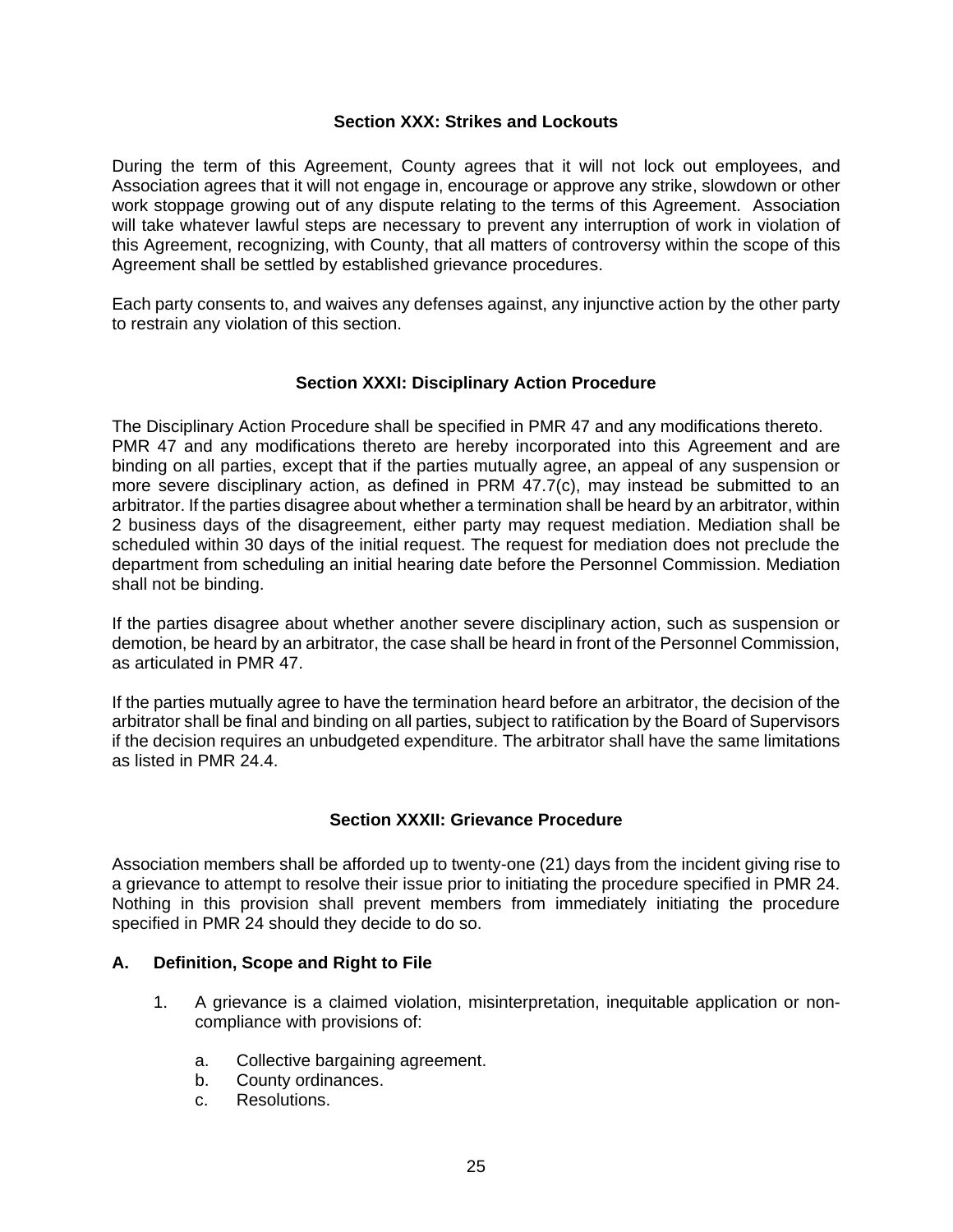## Section XXX: Strikes and Lockouts

During the term of this Agreement, County agrees that it will not lock out employees, and Association agrees that it will not engage in, encourage or approve any strike, slowdown or other work stoppage growing out of any dispute relating to the terms of this Agreement. Association will take whatever lawful steps are necessary to prevent any interruption of work in violation of this Agreement, recognizing, with County, that all matters of controversy within the scope of this Agreement shall be settled by established grievance procedures.

Each party consents to, and waives any defenses against, any injunctive action by the other party to restrain any violation of this section.

## Section XXXI: Disciplinary Action Procedure

The Disciplinary Action Procedure shall be specified in PMR 47 and any modifications thereto. PMR 47 and any modifications thereto are hereby incorporated into this Agreement and are binding on all parties, except that if the parties mutually agree, an appeal of any suspension or more severe disciplinary action, as defined in PRM 47.7(c), may instead be submitted to an arbitrator. If the parties disagree about whether a termination shall be heard by an arbitrator, within 2 business days of the disagreement, either party may request mediation. Mediation shall be scheduled within 30 days of the initial request. The request for mediation does not preclude the department from scheduling an initial hearing date before the Personnel Commission. Mediation shall not be binding.

If the parties disagree about whether another severe disciplinary action, such as suspension or demotion, be heard by an arbitrator, the case shall be heard in front of the Personnel Commission, as articulated in PMR 47.

If the parties mutually agree to have the termination heard before an arbitrator, the decision of the arbitrator shall be final and binding on all parties, subject to ratification by the Board of Supervisors if the decision requires an unbudgeted expenditure. The arbitrator shall have the same limitations as listed in PMR 24.4.

## Section XXXII: Grievance Procedure

Association members shall be afforded up to twenty-one (21) days from the incident giving rise to a grievance to attempt to resolve their issue prior to initiating the procedure specified in PMR 24. Nothing in this provision shall prevent members from immediately initiating the procedure specified in PMR 24 should they decide to do so.

### A. Definition, Scope and Right to File

1. A grievance is a claimed violation, misinterpretation, inequitable application or non-compliance with provisions of:

   a. Collective bargaining agreement.
   b. County ordinances.
   c. Resolutions.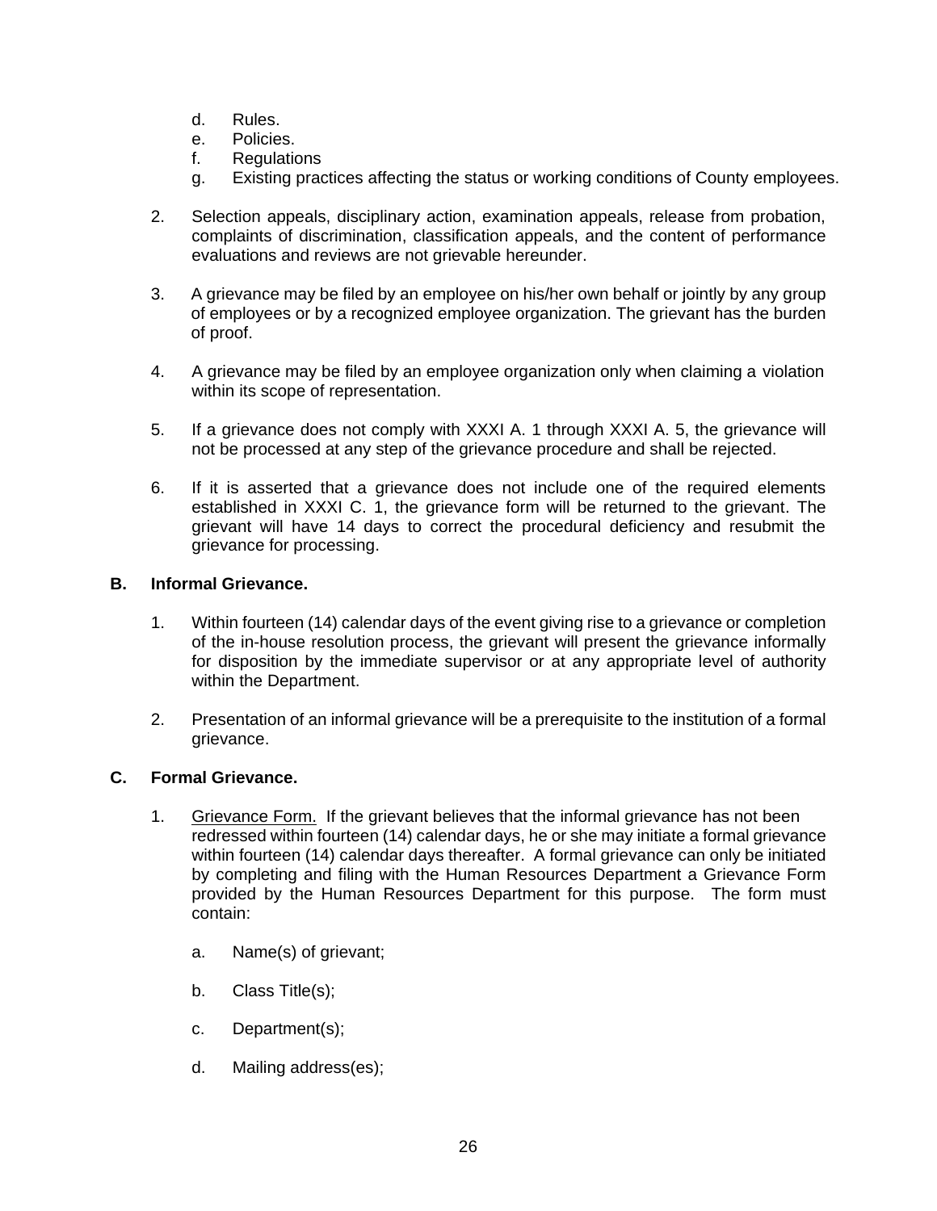d. Rules.
   e. Policies.
   f. Regulations
   g. Existing practices affecting the status or working conditions of County employees.

2. Selection appeals, disciplinary action, examination appeals, release from probation, complaints of discrimination, classification appeals, and the content of performance evaluations and reviews are not grievable hereunder.

3. A grievance may be filed by an employee on his/her own behalf or jointly by any group of employees or by a recognized employee organization. The grievant has the burden of proof.

4. A grievance may be filed by an employee organization only when claiming a violation within its scope of representation.

5. If a grievance does not comply with XXXI A. 1 through XXXI A. 5, the grievance will not be processed at any step of the grievance procedure and shall be rejected.

6. If it is asserted that a grievance does not include one of the required elements established in XXXI C. 1, the grievance form will be returned to the grievant. The grievant will have 14 days to correct the procedural deficiency and resubmit the grievance for processing.

**B. Informal Grievance.**

1. Within fourteen (14) calendar days of the event giving rise to a grievance or completion of the in-house resolution process, the grievant will present the grievance informally for disposition by the immediate supervisor or at any appropriate level of authority within the Department.

2. Presentation of an informal grievance will be a prerequisite to the institution of a formal grievance.

**C. Formal Grievance.**

1. <u>Grievance Form.</u> If the grievant believes that the informal grievance has not been redressed within fourteen (14) calendar days, he or she may initiate a formal grievance within fourteen (14) calendar days thereafter. A formal grievance can only be initiated by completing and filing with the Human Resources Department a Grievance Form provided by the Human Resources Department for this purpose. The form must contain:

   a. Name(s) of grievant;

   b. Class Title(s);

   c. Department(s);

   d. Mailing address(es);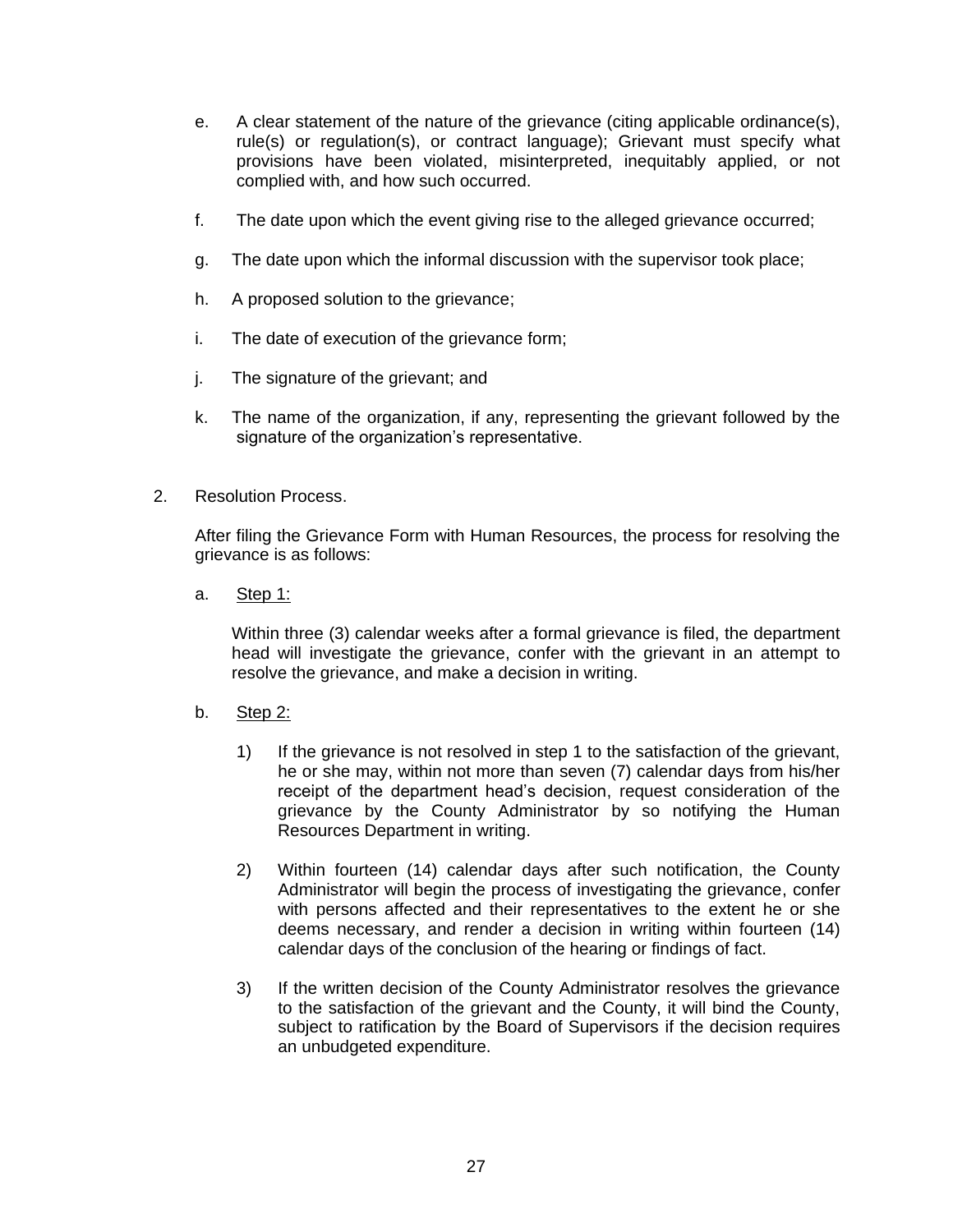e. A clear statement of the nature of the grievance (citing applicable ordinance(s), rule(s) or regulation(s), or contract language); Grievant must specify what provisions have been violated, misinterpreted, inequitably applied, or not complied with, and how such occurred.

f. The date upon which the event giving rise to the alleged grievance occurred;

g. The date upon which the informal discussion with the supervisor took place;

h. A proposed solution to the grievance;

i. The date of execution of the grievance form;

j. The signature of the grievant; and

k. The name of the organization, if any, representing the grievant followed by the signature of the organization's representative.

2. Resolution Process.

   After filing the Grievance Form with Human Resources, the process for resolving the grievance is as follows:

   a. Step 1:

      Within three (3) calendar weeks after a formal grievance is filed, the department head will investigate the grievance, confer with the grievant in an attempt to resolve the grievance, and make a decision in writing.

   b. Step 2:

      1) If the grievance is not resolved in step 1 to the satisfaction of the grievant, he or she may, within not more than seven (7) calendar days from his/her receipt of the department head's decision, request consideration of the grievance by the County Administrator by so notifying the Human Resources Department in writing.

      2) Within fourteen (14) calendar days after such notification, the County Administrator will begin the process of investigating the grievance, confer with persons affected and their representatives to the extent he or she deems necessary, and render a decision in writing within fourteen (14) calendar days of the conclusion of the hearing or findings of fact.

      3) If the written decision of the County Administrator resolves the grievance to the satisfaction of the grievant and the County, it will bind the County, subject to ratification by the Board of Supervisors if the decision requires an unbudgeted expenditure.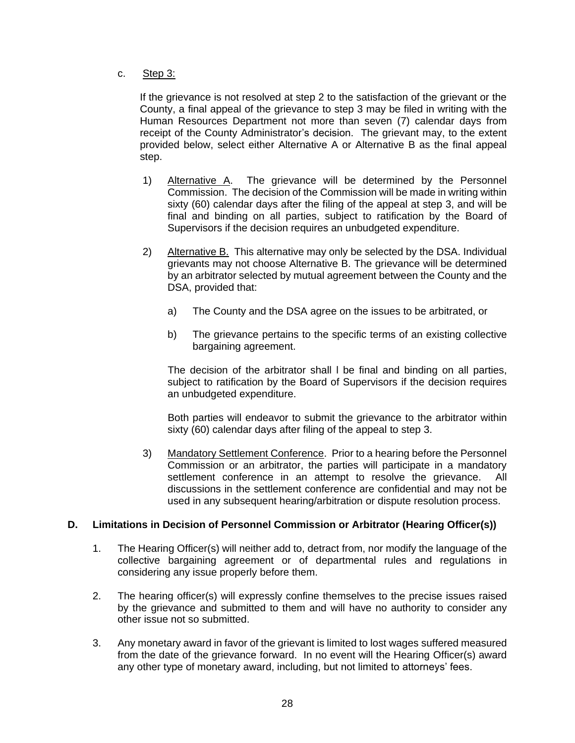c. Step 3:

If the grievance is not resolved at step 2 to the satisfaction of the grievant or the County, a final appeal of the grievance to step 3 may be filed in writing with the Human Resources Department not more than seven (7) calendar days from receipt of the County Administrator's decision. The grievant may, to the extent provided below, select either Alternative A or Alternative B as the final appeal step.

1) Alternative A. The grievance will be determined by the Personnel Commission. The decision of the Commission will be made in writing within sixty (60) calendar days after the filing of the appeal at step 3, and will be final and binding on all parties, subject to ratification by the Board of Supervisors if the decision requires an unbudgeted expenditure.

2) Alternative B. This alternative may only be selected by the DSA. Individual grievants may not choose Alternative B. The grievance will be determined by an arbitrator selected by mutual agreement between the County and the DSA, provided that:

   a) The County and the DSA agree on the issues to be arbitrated, or

   b) The grievance pertains to the specific terms of an existing collective bargaining agreement.

   The decision of the arbitrator shall l be final and binding on all parties, subject to ratification by the Board of Supervisors if the decision requires an unbudgeted expenditure.

   Both parties will endeavor to submit the grievance to the arbitrator within sixty (60) calendar days after filing of the appeal to step 3.

3) Mandatory Settlement Conference. Prior to a hearing before the Personnel Commission or an arbitrator, the parties will participate in a mandatory settlement conference in an attempt to resolve the grievance. All discussions in the settlement conference are confidential and may not be used in any subsequent hearing/arbitration or dispute resolution process.

**D. Limitations in Decision of Personnel Commission or Arbitrator (Hearing Officer(s))**

1. The Hearing Officer(s) will neither add to, detract from, nor modify the language of the collective bargaining agreement or of departmental rules and regulations in considering any issue properly before them.

2. The hearing officer(s) will expressly confine themselves to the precise issues raised by the grievance and submitted to them and will have no authority to consider any other issue not so submitted.

3. Any monetary award in favor of the grievant is limited to lost wages suffered measured from the date of the grievance forward. In no event will the Hearing Officer(s) award any other type of monetary award, including, but not limited to attorneys' fees.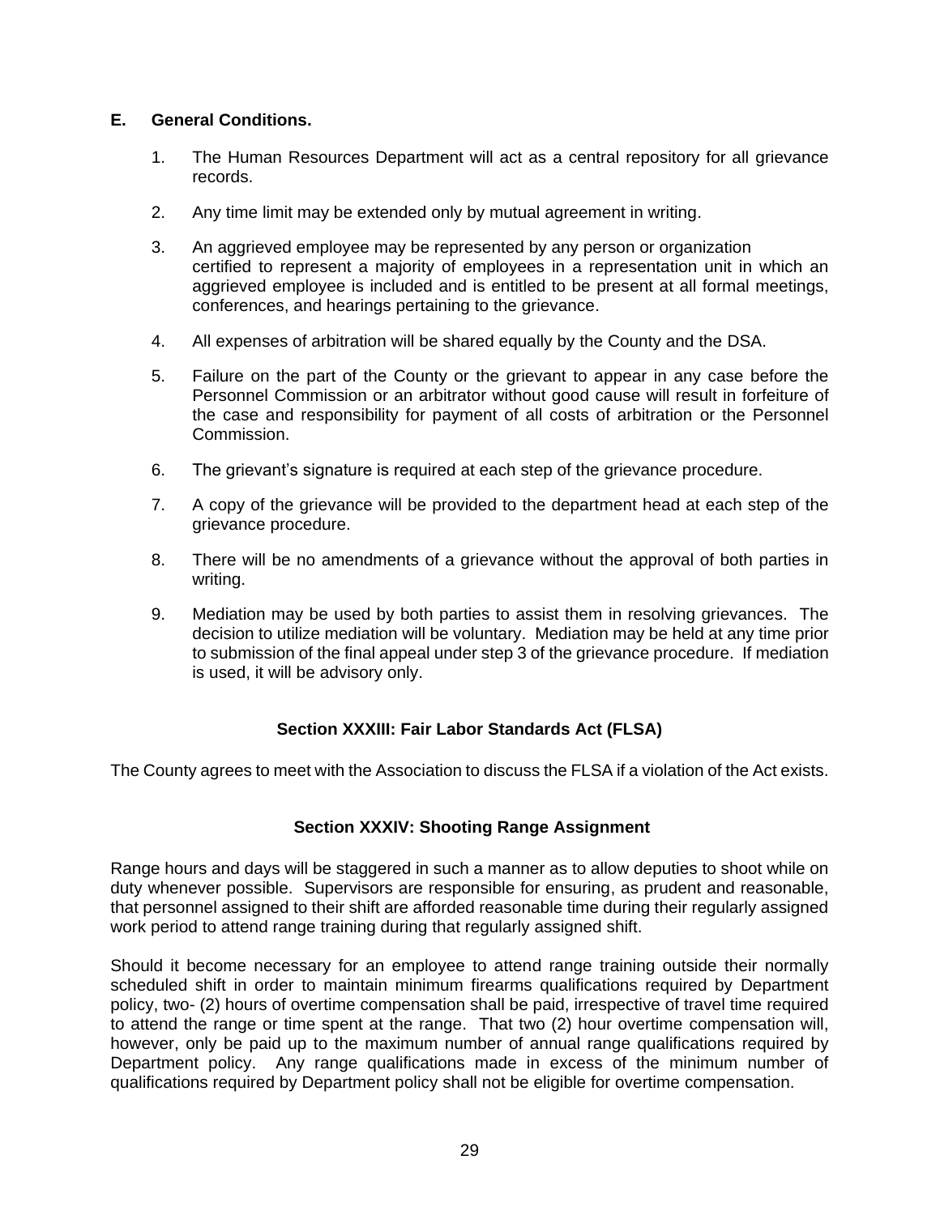**E. General Conditions.**

1. The Human Resources Department will act as a central repository for all grievance records.

2. Any time limit may be extended only by mutual agreement in writing.

3. An aggrieved employee may be represented by any person or organization certified to represent a majority of employees in a representation unit in which an aggrieved employee is included and is entitled to be present at all formal meetings, conferences, and hearings pertaining to the grievance.

4. All expenses of arbitration will be shared equally by the County and the DSA.

5. Failure on the part of the County or the grievant to appear in any case before the Personnel Commission or an arbitrator without good cause will result in forfeiture of the case and responsibility for payment of all costs of arbitration or the Personnel Commission.

6. The grievant’s signature is required at each step of the grievance procedure.

7. A copy of the grievance will be provided to the department head at each step of the grievance procedure.

8. There will be no amendments of a grievance without the approval of both parties in writing.

9. Mediation may be used by both parties to assist them in resolving grievances. The decision to utilize mediation will be voluntary. Mediation may be held at any time prior to submission of the final appeal under step 3 of the grievance procedure. If mediation is used, it will be advisory only.

## Section XXXIII: Fair Labor Standards Act (FLSA)

The County agrees to meet with the Association to discuss the FLSA if a violation of the Act exists.

## Section XXXIV: Shooting Range Assignment

Range hours and days will be staggered in such a manner as to allow deputies to shoot while on duty whenever possible. Supervisors are responsible for ensuring, as prudent and reasonable, that personnel assigned to their shift are afforded reasonable time during their regularly assigned work period to attend range training during that regularly assigned shift.

Should it become necessary for an employee to attend range training outside their normally scheduled shift in order to maintain minimum firearms qualifications required by Department policy, two- (2) hours of overtime compensation shall be paid, irrespective of travel time required to attend the range or time spent at the range. That two (2) hour overtime compensation will, however, only be paid up to the maximum number of annual range qualifications required by Department policy. Any range qualifications made in excess of the minimum number of qualifications required by Department policy shall not be eligible for overtime compensation.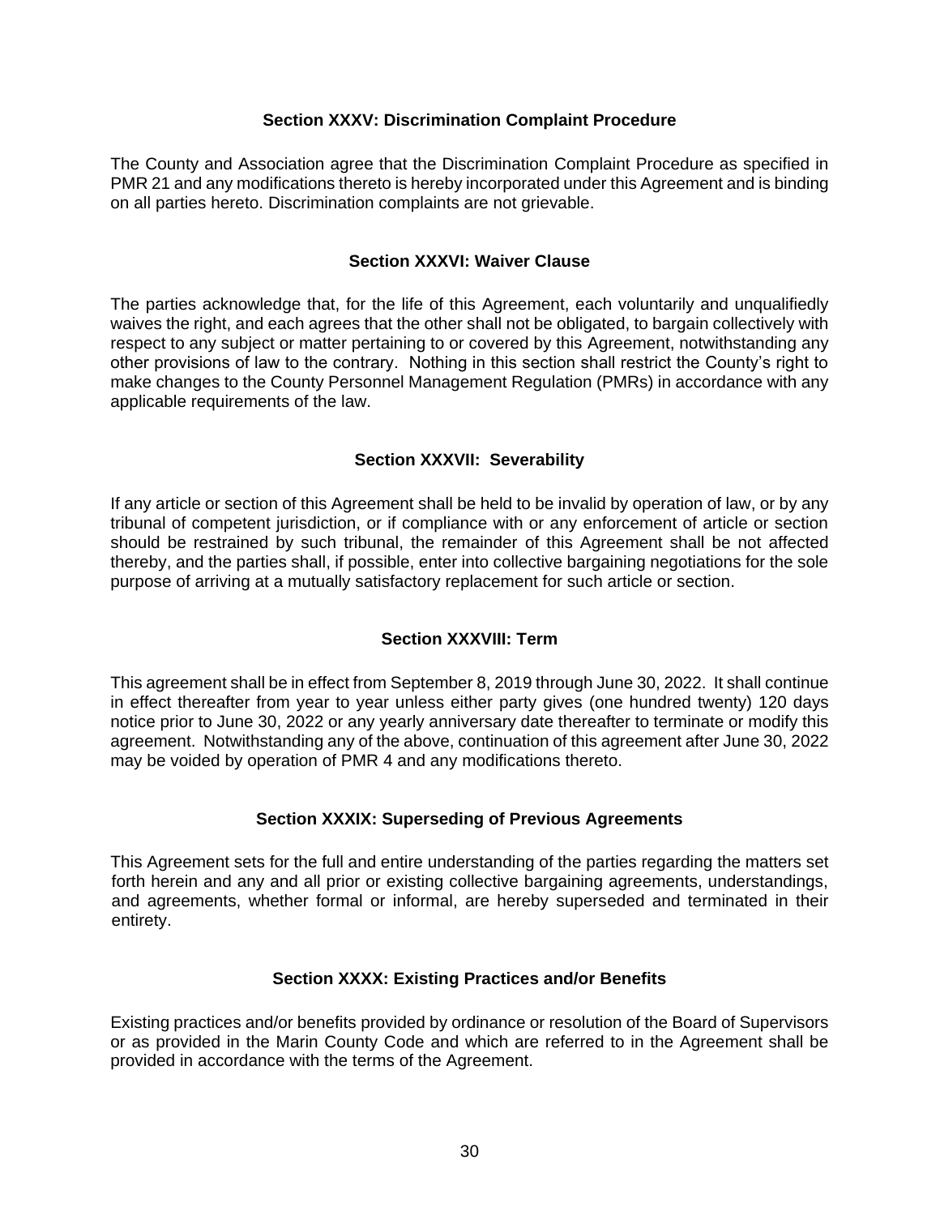### Section XXXV: Discrimination Complaint Procedure

The County and Association agree that the Discrimination Complaint Procedure as specified in PMR 21 and any modifications thereto is hereby incorporated under this Agreement and is binding on all parties hereto. Discrimination complaints are not grievable.

### Section XXXVI: Waiver Clause

The parties acknowledge that, for the life of this Agreement, each voluntarily and unqualifiedly waives the right, and each agrees that the other shall not be obligated, to bargain collectively with respect to any subject or matter pertaining to or covered by this Agreement, notwithstanding any other provisions of law to the contrary. Nothing in this section shall restrict the County's right to make changes to the County Personnel Management Regulation (PMRs) in accordance with any applicable requirements of the law.

### Section XXXVII: Severability

If any article or section of this Agreement shall be held to be invalid by operation of law, or by any tribunal of competent jurisdiction, or if compliance with or any enforcement of article or section should be restrained by such tribunal, the remainder of this Agreement shall be not affected thereby, and the parties shall, if possible, enter into collective bargaining negotiations for the sole purpose of arriving at a mutually satisfactory replacement for such article or section.

### Section XXXVIII: Term

This agreement shall be in effect from September 8, 2019 through June 30, 2022. It shall continue in effect thereafter from year to year unless either party gives (one hundred twenty) 120 days notice prior to June 30, 2022 or any yearly anniversary date thereafter to terminate or modify this agreement. Notwithstanding any of the above, continuation of this agreement after June 30, 2022 may be voided by operation of PMR 4 and any modifications thereto.

### Section XXXIX: Superseding of Previous Agreements

This Agreement sets for the full and entire understanding of the parties regarding the matters set forth herein and any and all prior or existing collective bargaining agreements, understandings, and agreements, whether formal or informal, are hereby superseded and terminated in their entirety.

### Section XXXX: Existing Practices and/or Benefits

Existing practices and/or benefits provided by ordinance or resolution of the Board of Supervisors or as provided in the Marin County Code and which are referred to in the Agreement shall be provided in accordance with the terms of the Agreement.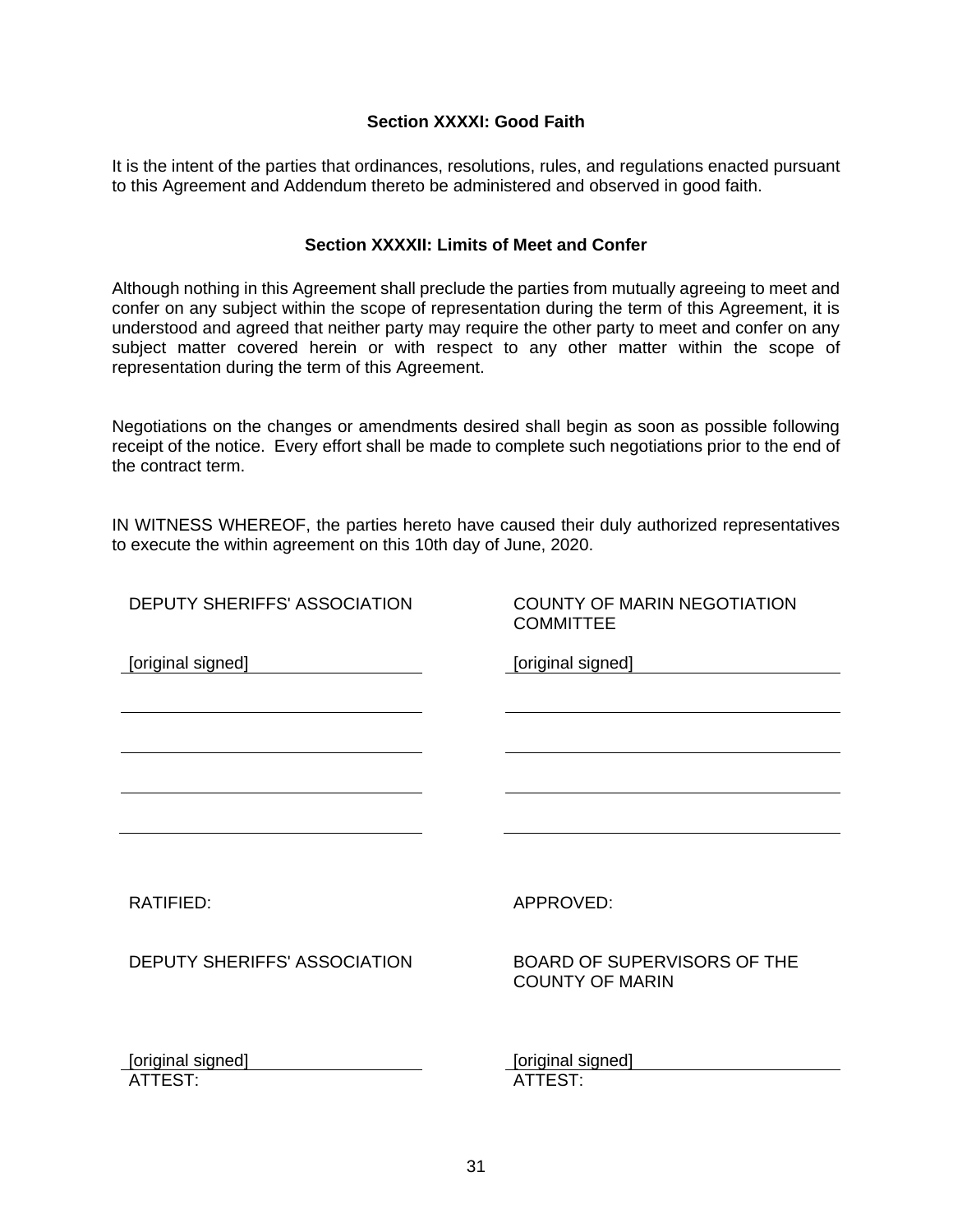### Section XXXXI: Good Faith

It is the intent of the parties that ordinances, resolutions, rules, and regulations enacted pursuant to this Agreement and Addendum thereto be administered and observed in good faith.

### Section XXXXII: Limits of Meet and Confer

Although nothing in this Agreement shall preclude the parties from mutually agreeing to meet and confer on any subject within the scope of representation during the term of this Agreement, it is understood and agreed that neither party may require the other party to meet and confer on any subject matter covered herein or with respect to any other matter within the scope of representation during the term of this Agreement.

Negotiations on the changes or amendments desired shall begin as soon as possible following receipt of the notice. Every effort shall be made to complete such negotiations prior to the end of the contract term.

IN WITNESS WHEREOF, the parties hereto have caused their duly authorized representatives to execute the within agreement on this 10th day of June, 2020.

| DEPUTY SHERIFFS' ASSOCIATION | COUNTY OF MARIN NEGOTIATION COMMITTEE |
|---|---|
| [original signed] | [original signed] |
| | |
| | |
| | |
| | |

| RATIFIED: | APPROVED: |
|---|---|
| DEPUTY SHERIFFS' ASSOCIATION | BOARD OF SUPERVISORS OF THE COUNTY OF MARIN |
| [original signed] | [original signed] |
| ATTEST: | ATTEST: |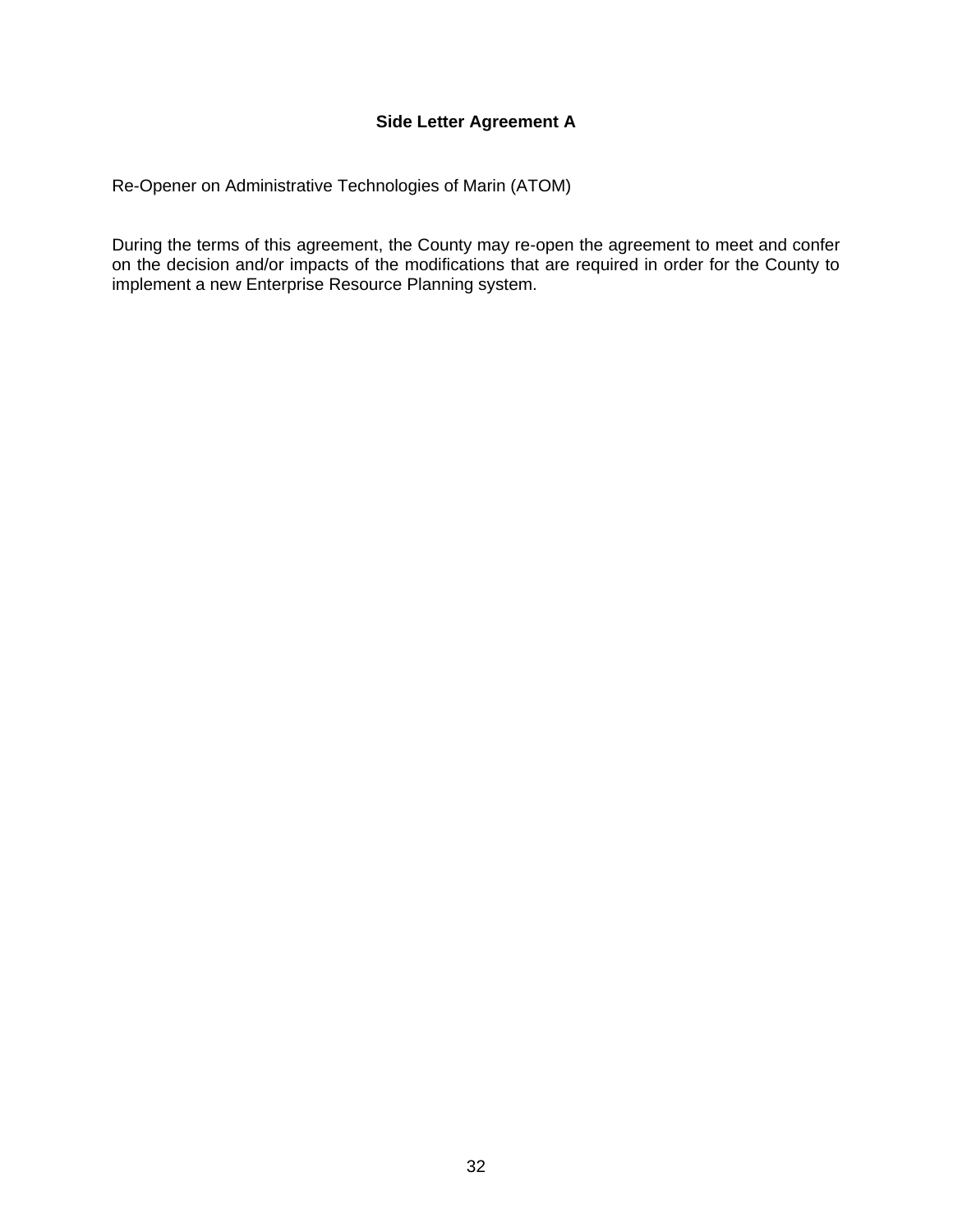## Side Letter Agreement A

Re-Opener on Administrative Technologies of Marin (ATOM)

During the terms of this agreement, the County may re-open the agreement to meet and confer on the decision and/or impacts of the modifications that are required in order for the County to implement a new Enterprise Resource Planning system.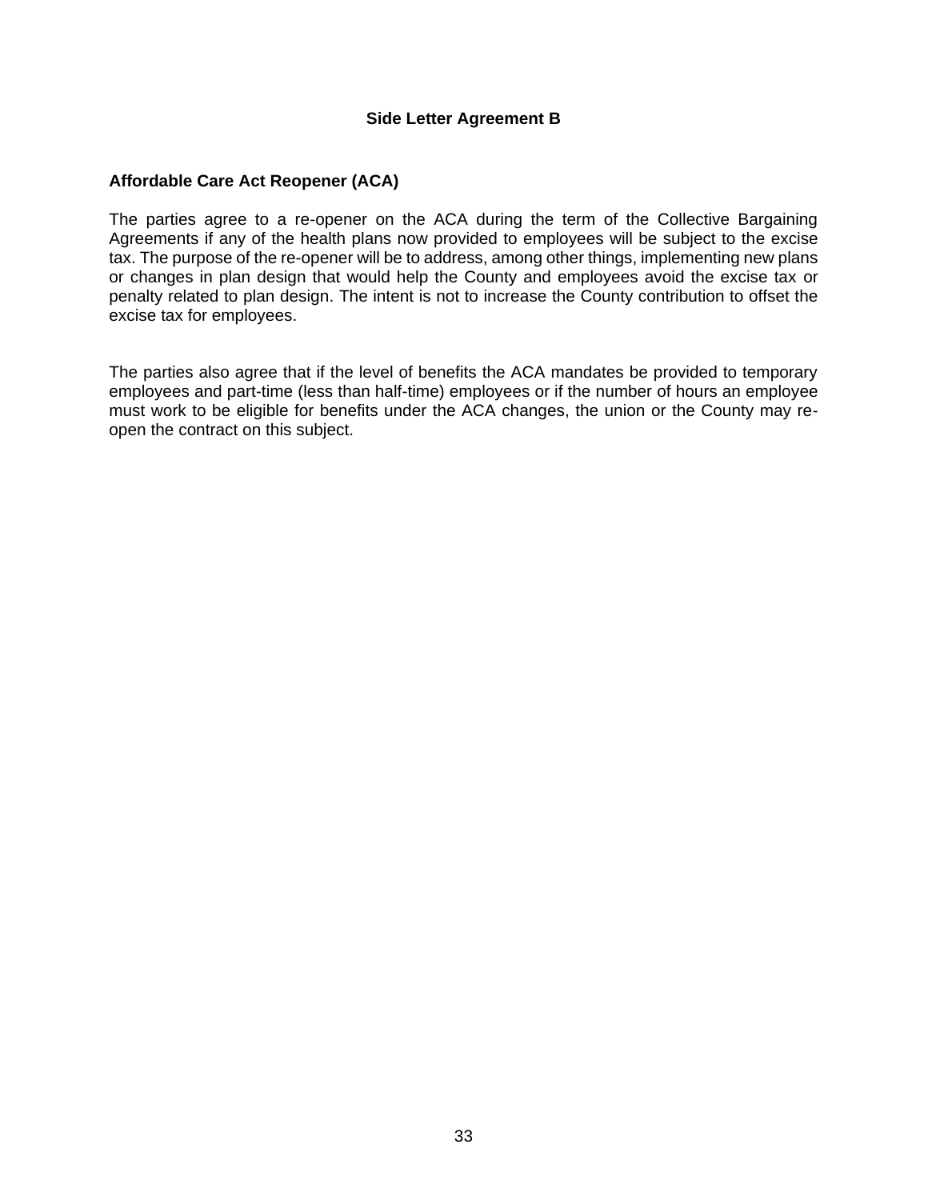## Side Letter Agreement B

### Affordable Care Act Reopener (ACA)

The parties agree to a re-opener on the ACA during the term of the Collective Bargaining Agreements if any of the health plans now provided to employees will be subject to the excise tax. The purpose of the re-opener will be to address, among other things, implementing new plans or changes in plan design that would help the County and employees avoid the excise tax or penalty related to plan design. The intent is not to increase the County contribution to offset the excise tax for employees.

The parties also agree that if the level of benefits the ACA mandates be provided to temporary employees and part-time (less than half-time) employees or if the number of hours an employee must work to be eligible for benefits under the ACA changes, the union or the County may re-open the contract on this subject.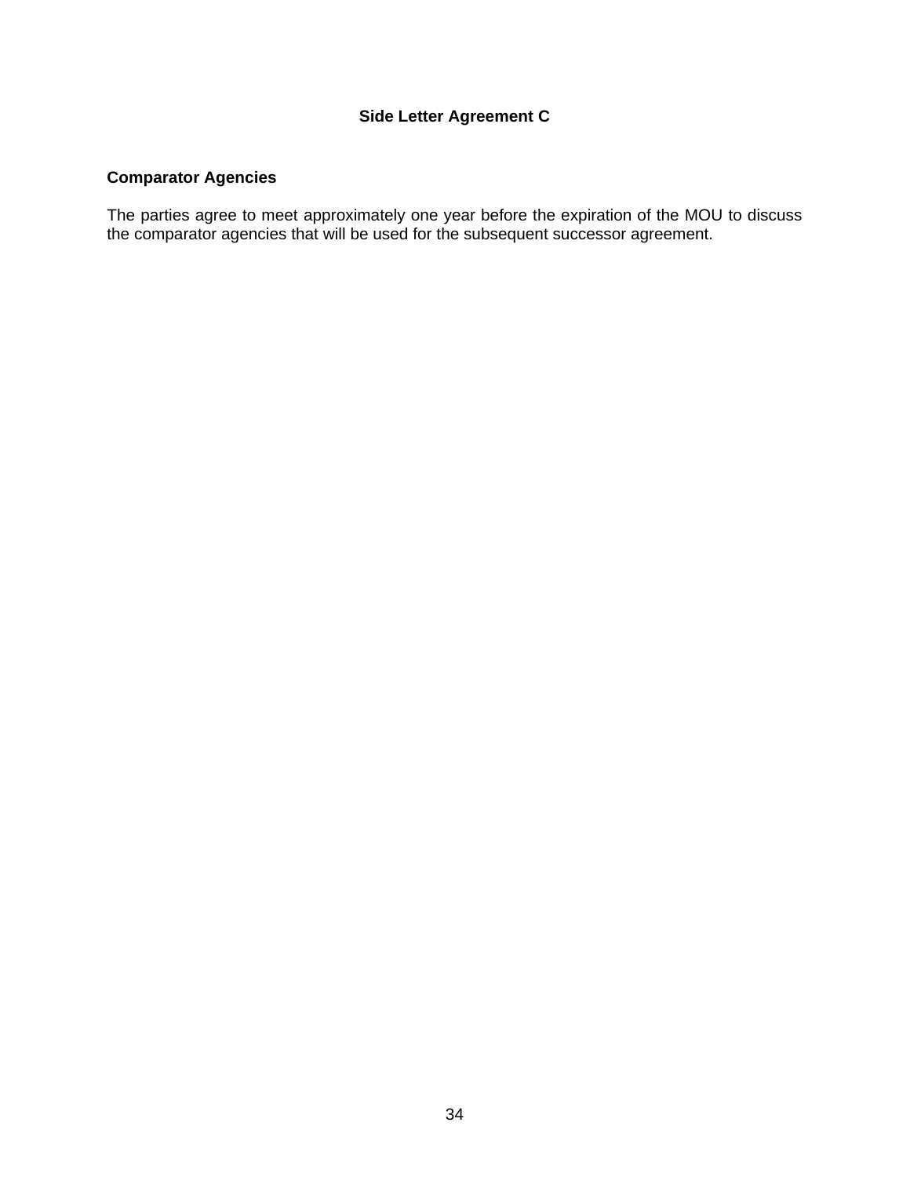## Side Letter Agreement C

**Comparator Agencies**

The parties agree to meet approximately one year before the expiration of the MOU to discuss the comparator agencies that will be used for the subsequent successor agreement.